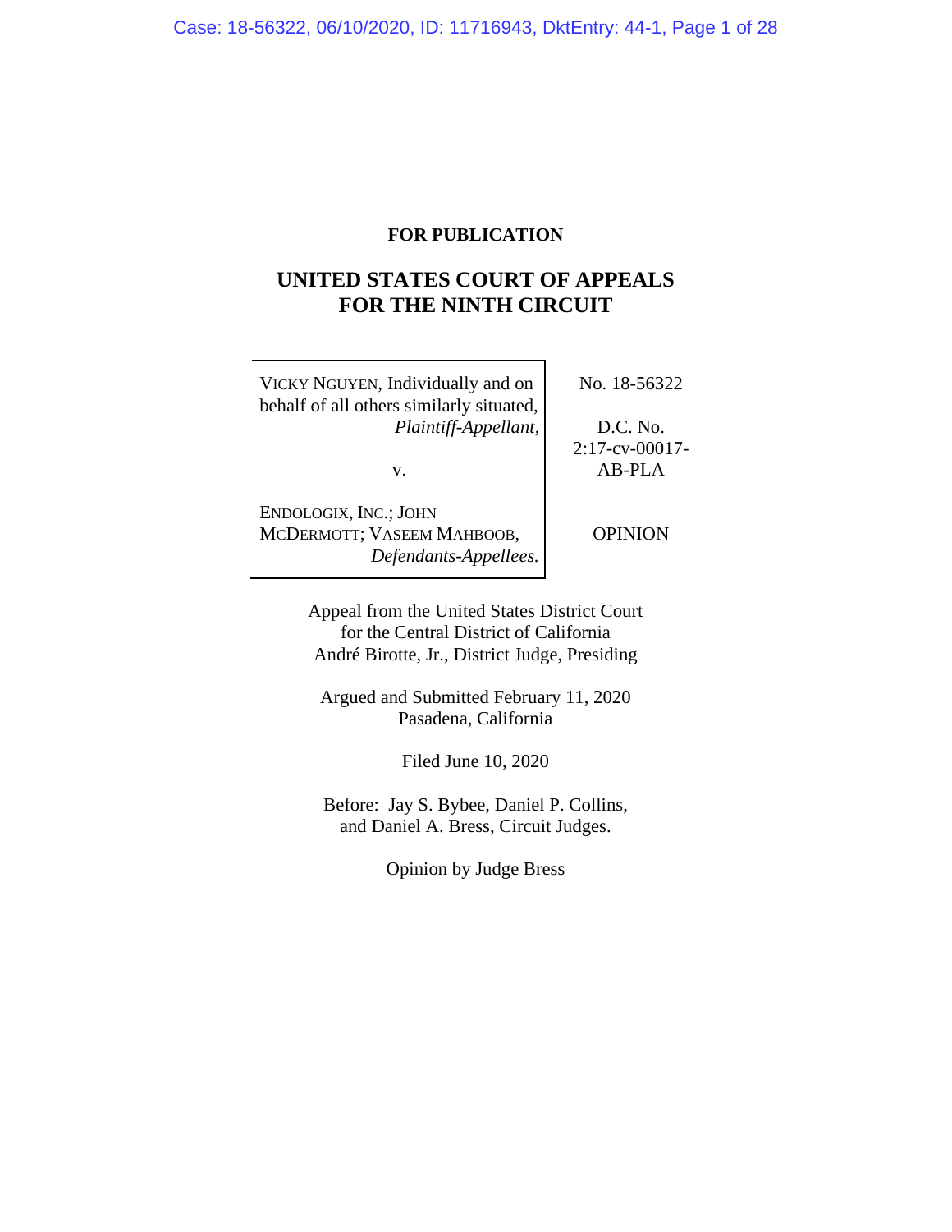**FOR PUBLICATION**

# UNITED STATES COURT OF APPEALS FOR THE NINTH CIRCUIT

| | |
|---|---|
| VICKY NGUYEN, Individually and on behalf of all others similarly situated, *Plaintiff-Appellant*,<br><br>v.<br><br>ENDOLOGIX, INC.; JOHN MCDERMOTT; VASEEM MAHBOOB, *Defendants-Appellees.* | No. 18-56322<br><br>D.C. No. 2:17-cv-00017-AB-PLA<br><br>OPINION |

Appeal from the United States District Court for the Central District of California
André Birotte, Jr., District Judge, Presiding

Argued and Submitted February 11, 2020
Pasadena, California

Filed June 10, 2020

Before: Jay S. Bybee, Daniel P. Collins, and Daniel A. Bress, Circuit Judges.

Opinion by Judge Bress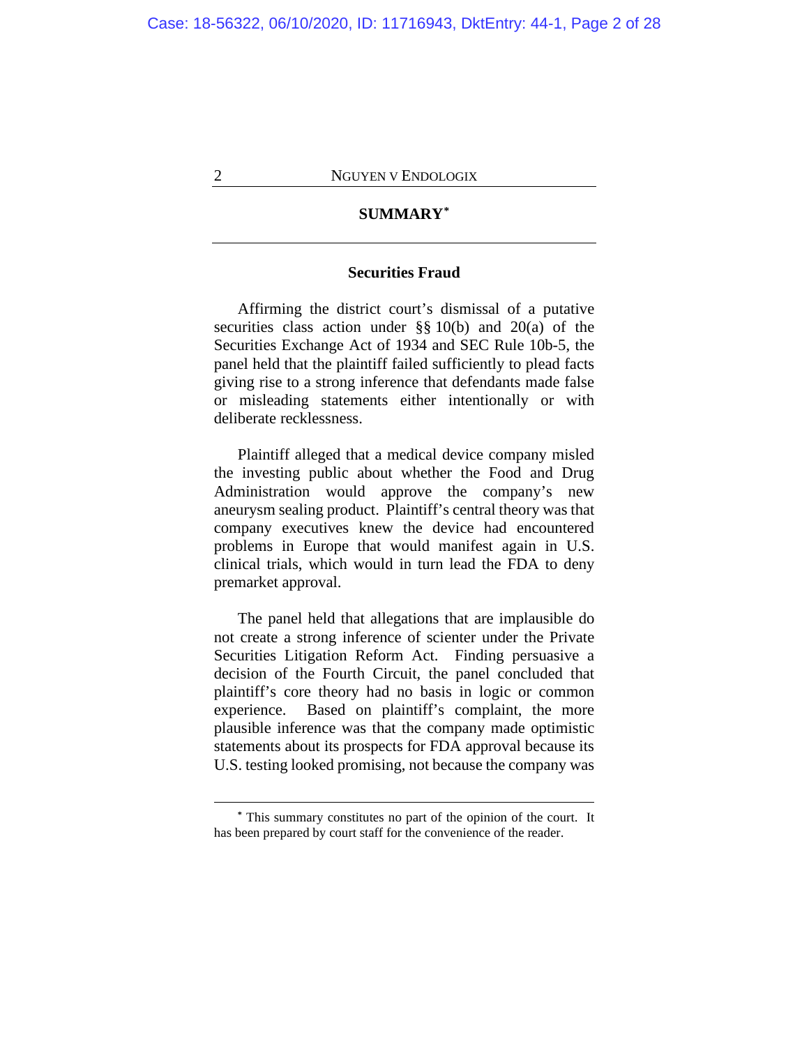## SUMMARY*

### Securities Fraud

Affirming the district court's dismissal of a putative securities class action under §§ 10(b) and 20(a) of the Securities Exchange Act of 1934 and SEC Rule 10b-5, the panel held that the plaintiff failed sufficiently to plead facts giving rise to a strong inference that defendants made false or misleading statements either intentionally or with deliberate recklessness.

Plaintiff alleged that a medical device company misled the investing public about whether the Food and Drug Administration would approve the company's new aneurysm sealing product. Plaintiff's central theory was that company executives knew the device had encountered problems in Europe that would manifest again in U.S. clinical trials, which would in turn lead the FDA to deny premarket approval.

The panel held that allegations that are implausible do not create a strong inference of scienter under the Private Securities Litigation Reform Act. Finding persuasive a decision of the Fourth Circuit, the panel concluded that plaintiff's core theory had no basis in logic or common experience. Based on plaintiff's complaint, the more plausible inference was that the company made optimistic statements about its prospects for FDA approval because its U.S. testing looked promising, not because the company was

---

\* This summary constitutes no part of the opinion of the court. It has been prepared by court staff for the convenience of the reader.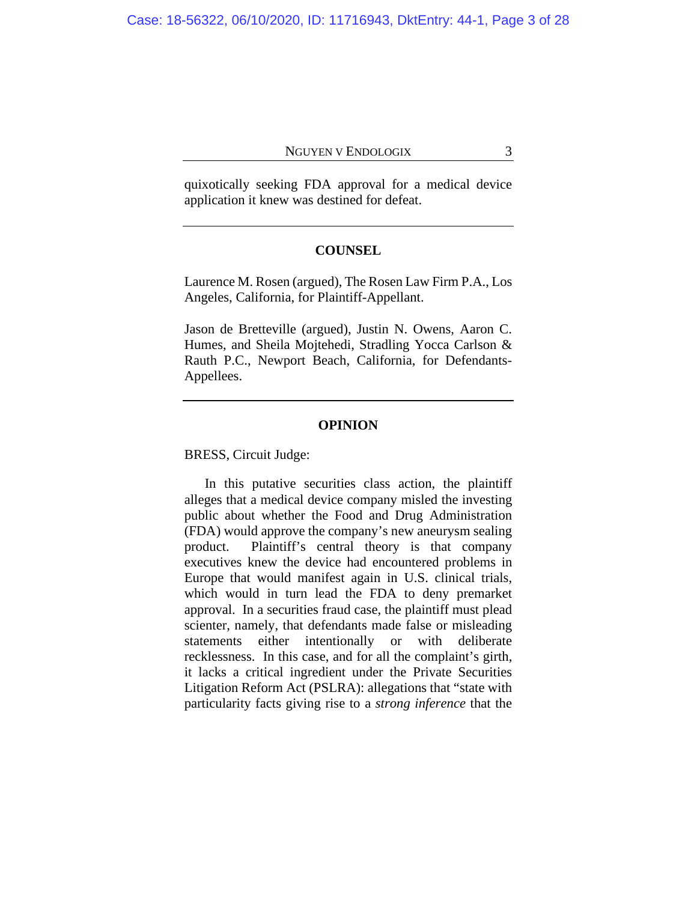quixotically seeking FDA approval for a medical device application it knew was destined for defeat.

---

## COUNSEL

Laurence M. Rosen (argued), The Rosen Law Firm P.A., Los Angeles, California, for Plaintiff-Appellant.

Jason de Bretteville (argued), Justin N. Owens, Aaron C. Humes, and Sheila Mojtehedi, Stradling Yocca Carlson & Rauth P.C., Newport Beach, California, for Defendants-Appellees.

---

## OPINION

BRESS, Circuit Judge:

In this putative securities class action, the plaintiff alleges that a medical device company misled the investing public about whether the Food and Drug Administration (FDA) would approve the company's new aneurysm sealing product. Plaintiff's central theory is that company executives knew the device had encountered problems in Europe that would manifest again in U.S. clinical trials, which would in turn lead the FDA to deny premarket approval. In a securities fraud case, the plaintiff must plead scienter, namely, that defendants made false or misleading statements either intentionally or with deliberate recklessness. In this case, and for all the complaint's girth, it lacks a critical ingredient under the Private Securities Litigation Reform Act (PSLRA): allegations that "state with particularity facts giving rise to a *strong inference* that the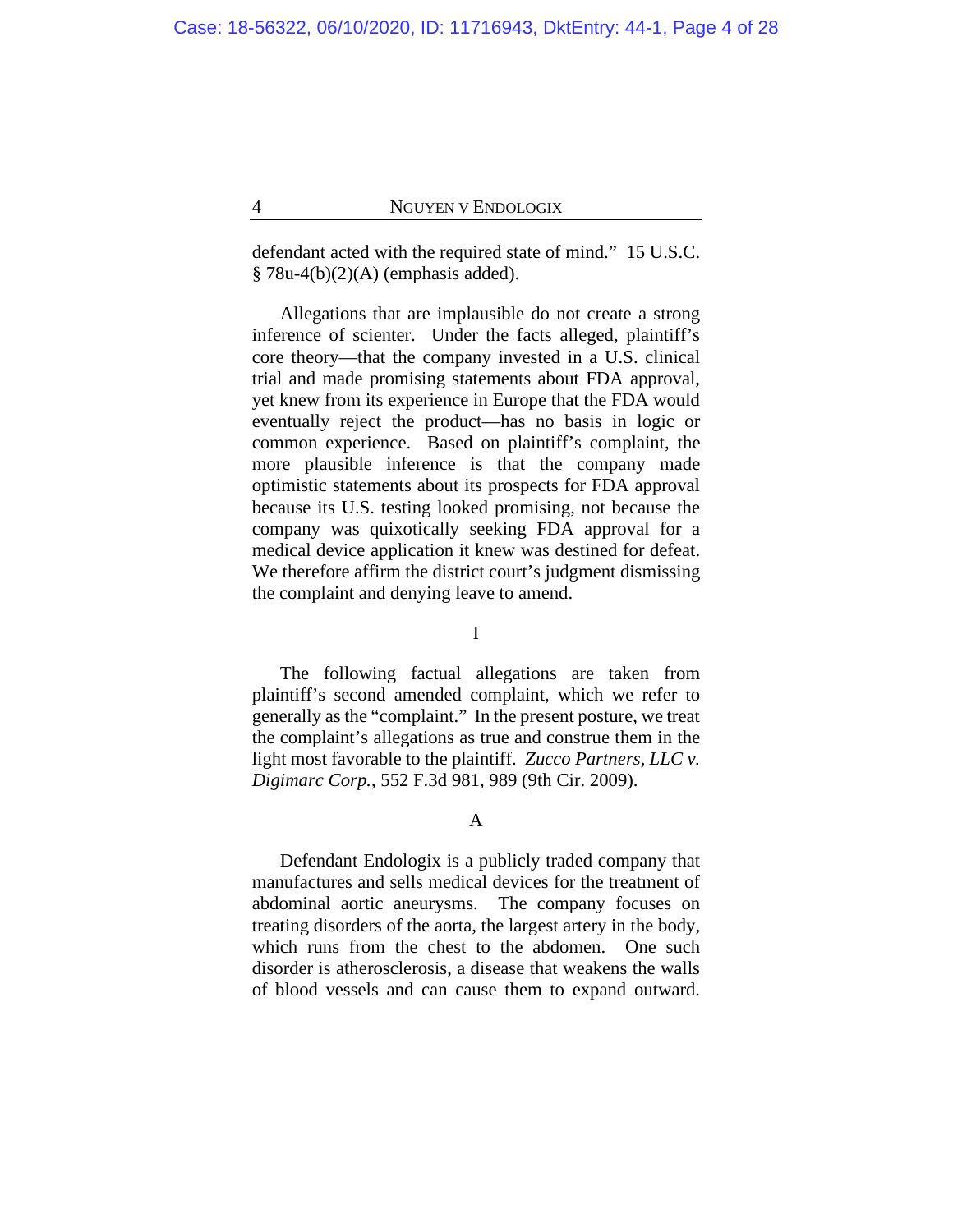defendant acted with the required state of mind." 15 U.S.C. § 78u-4(b)(2)(A) (emphasis added).

Allegations that are implausible do not create a strong inference of scienter. Under the facts alleged, plaintiff's core theory—that the company invested in a U.S. clinical trial and made promising statements about FDA approval, yet knew from its experience in Europe that the FDA would eventually reject the product—has no basis in logic or common experience. Based on plaintiff's complaint, the more plausible inference is that the company made optimistic statements about its prospects for FDA approval because its U.S. testing looked promising, not because the company was quixotically seeking FDA approval for a medical device application it knew was destined for defeat. We therefore affirm the district court's judgment dismissing the complaint and denying leave to amend.

# I

The following factual allegations are taken from plaintiff's second amended complaint, which we refer to generally as the "complaint." In the present posture, we treat the complaint's allegations as true and construe them in the light most favorable to the plaintiff. *Zucco Partners, LLC v. Digimarc Corp.*, 552 F.3d 981, 989 (9th Cir. 2009).

## A

Defendant Endologix is a publicly traded company that manufactures and sells medical devices for the treatment of abdominal aortic aneurysms. The company focuses on treating disorders of the aorta, the largest artery in the body, which runs from the chest to the abdomen. One such disorder is atherosclerosis, a disease that weakens the walls of blood vessels and can cause them to expand outward.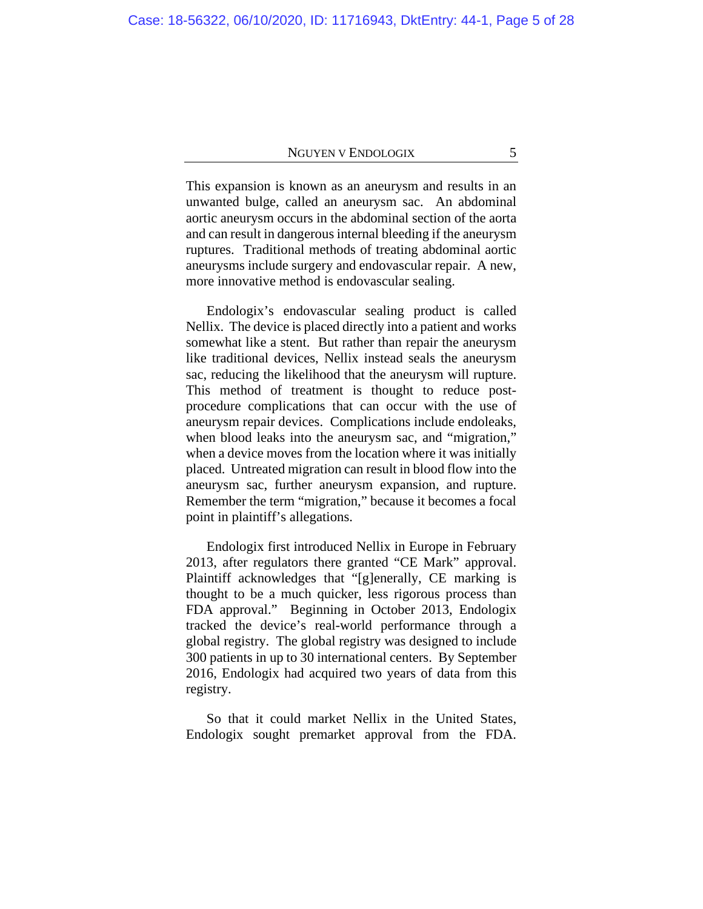This expansion is known as an aneurysm and results in an unwanted bulge, called an aneurysm sac. An abdominal aortic aneurysm occurs in the abdominal section of the aorta and can result in dangerous internal bleeding if the aneurysm ruptures. Traditional methods of treating abdominal aortic aneurysms include surgery and endovascular repair. A new, more innovative method is endovascular sealing.

Endologix's endovascular sealing product is called Nellix. The device is placed directly into a patient and works somewhat like a stent. But rather than repair the aneurysm like traditional devices, Nellix instead seals the aneurysm sac, reducing the likelihood that the aneurysm will rupture. This method of treatment is thought to reduce post-procedure complications that can occur with the use of aneurysm repair devices. Complications include endoleaks, when blood leaks into the aneurysm sac, and "migration," when a device moves from the location where it was initially placed. Untreated migration can result in blood flow into the aneurysm sac, further aneurysm expansion, and rupture. Remember the term "migration," because it becomes a focal point in plaintiff's allegations.

Endologix first introduced Nellix in Europe in February 2013, after regulators there granted "CE Mark" approval. Plaintiff acknowledges that "[g]enerally, CE marking is thought to be a much quicker, less rigorous process than FDA approval." Beginning in October 2013, Endologix tracked the device's real-world performance through a global registry. The global registry was designed to include 300 patients in up to 30 international centers. By September 2016, Endologix had acquired two years of data from this registry.

So that it could market Nellix in the United States, Endologix sought premarket approval from the FDA.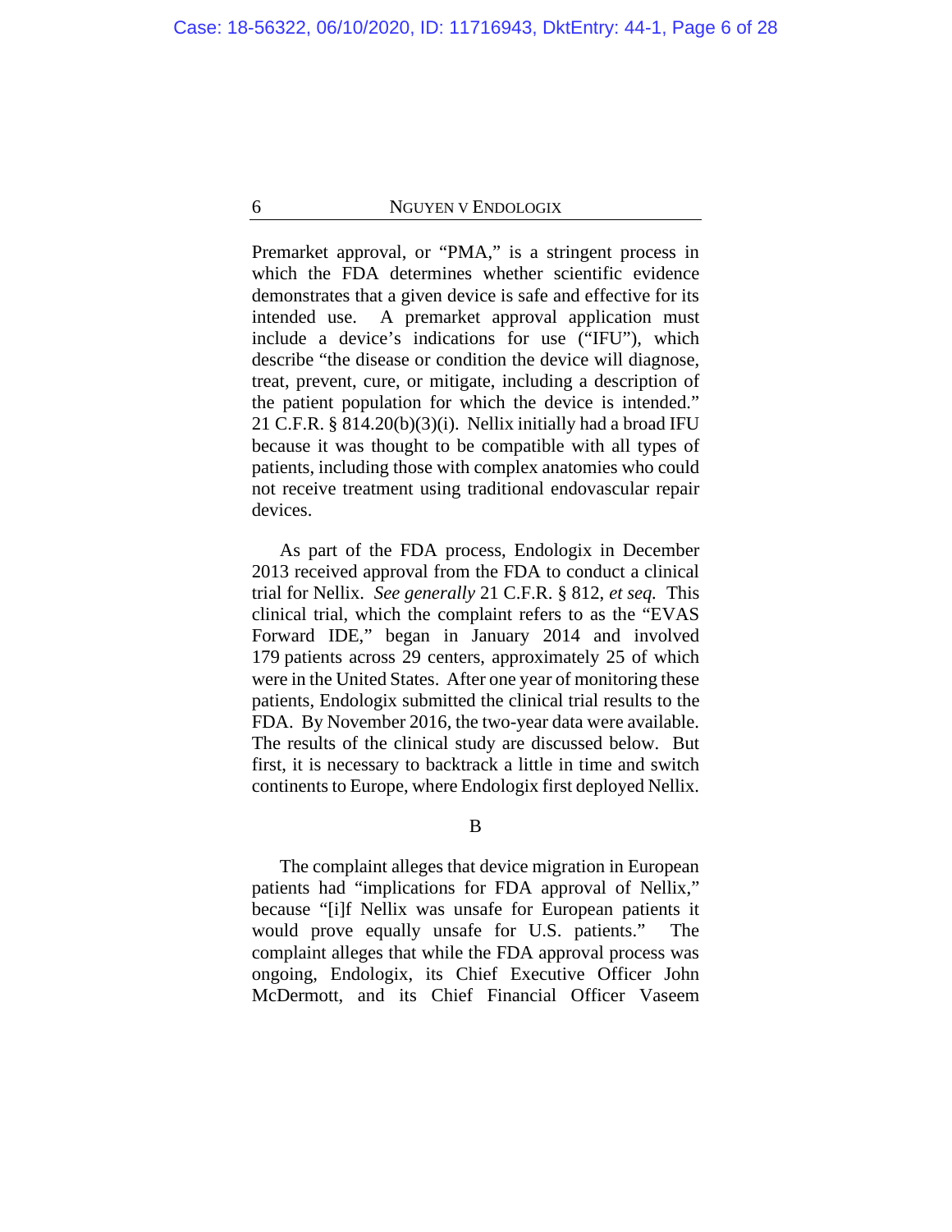Premarket approval, or "PMA," is a stringent process in which the FDA determines whether scientific evidence demonstrates that a given device is safe and effective for its intended use. A premarket approval application must include a device's indications for use ("IFU"), which describe "the disease or condition the device will diagnose, treat, prevent, cure, or mitigate, including a description of the patient population for which the device is intended." 21 C.F.R. § 814.20(b)(3)(i). Nellix initially had a broad IFU because it was thought to be compatible with all types of patients, including those with complex anatomies who could not receive treatment using traditional endovascular repair devices.

As part of the FDA process, Endologix in December 2013 received approval from the FDA to conduct a clinical trial for Nellix. *See generally* 21 C.F.R. § 812, *et seq.* This clinical trial, which the complaint refers to as the "EVAS Forward IDE," began in January 2014 and involved 179 patients across 29 centers, approximately 25 of which were in the United States. After one year of monitoring these patients, Endologix submitted the clinical trial results to the FDA. By November 2016, the two-year data were available. The results of the clinical study are discussed below. But first, it is necessary to backtrack a little in time and switch continents to Europe, where Endologix first deployed Nellix.

## B

The complaint alleges that device migration in European patients had "implications for FDA approval of Nellix," because "[i]f Nellix was unsafe for European patients it would prove equally unsafe for U.S. patients." The complaint alleges that while the FDA approval process was ongoing, Endologix, its Chief Executive Officer John McDermott, and its Chief Financial Officer Vaseem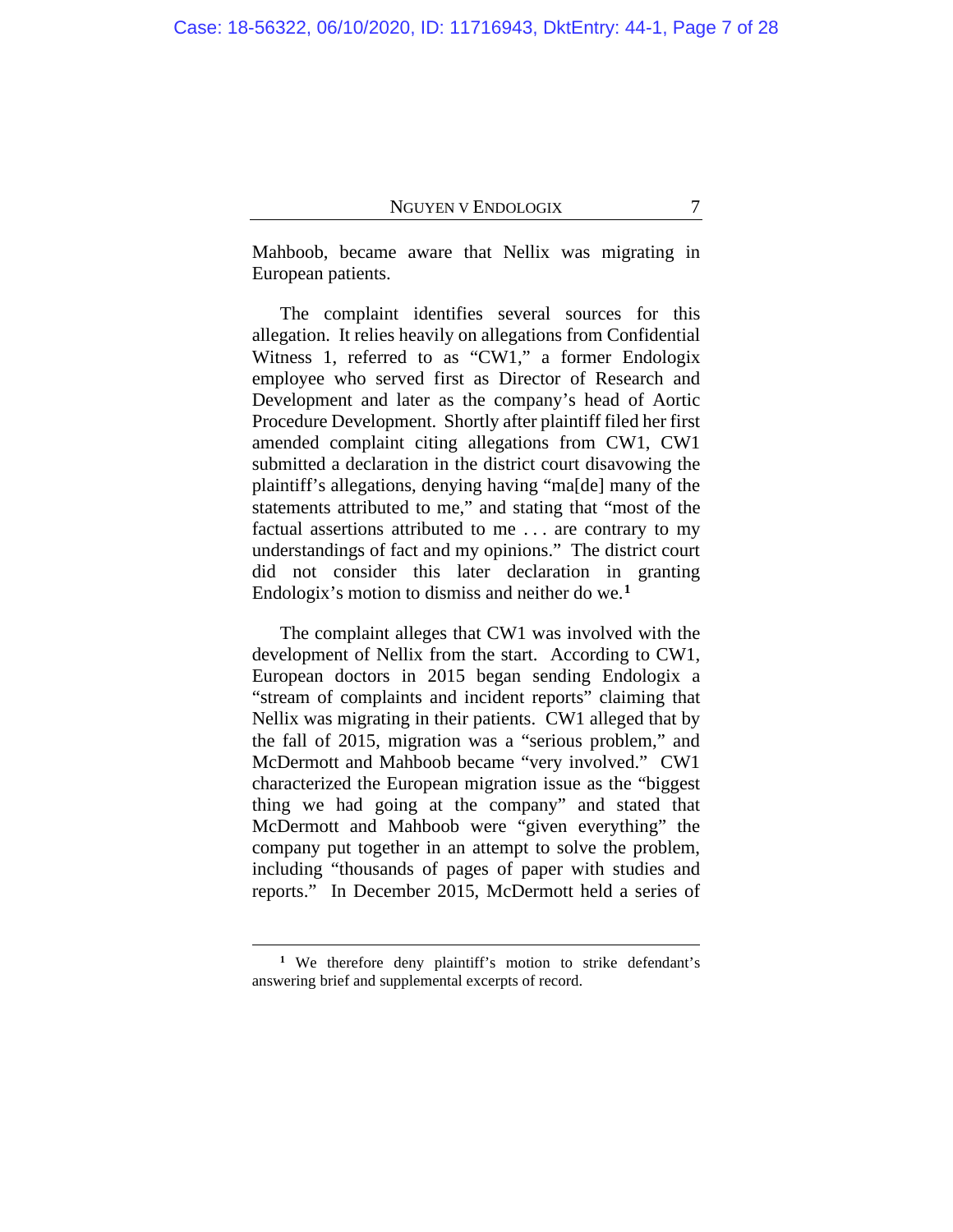Mahboob, became aware that Nellix was migrating in European patients.

The complaint identifies several sources for this allegation. It relies heavily on allegations from Confidential Witness 1, referred to as "CW1," a former Endologix employee who served first as Director of Research and Development and later as the company's head of Aortic Procedure Development. Shortly after plaintiff filed her first amended complaint citing allegations from CW1, CW1 submitted a declaration in the district court disavowing the plaintiff's allegations, denying having "ma[de] many of the statements attributed to me," and stating that "most of the factual assertions attributed to me . . . are contrary to my understandings of fact and my opinions." The district court did not consider this later declaration in granting Endologix's motion to dismiss and neither do we.[1]

The complaint alleges that CW1 was involved with the development of Nellix from the start. According to CW1, European doctors in 2015 began sending Endologix a "stream of complaints and incident reports" claiming that Nellix was migrating in their patients. CW1 alleged that by the fall of 2015, migration was a "serious problem," and McDermott and Mahboob became "very involved." CW1 characterized the European migration issue as the "biggest thing we had going at the company" and stated that McDermott and Mahboob were "given everything" the company put together in an attempt to solve the problem, including "thousands of pages of paper with studies and reports." In December 2015, McDermott held a series of

[1] We therefore deny plaintiff's motion to strike defendant's answering brief and supplemental excerpts of record.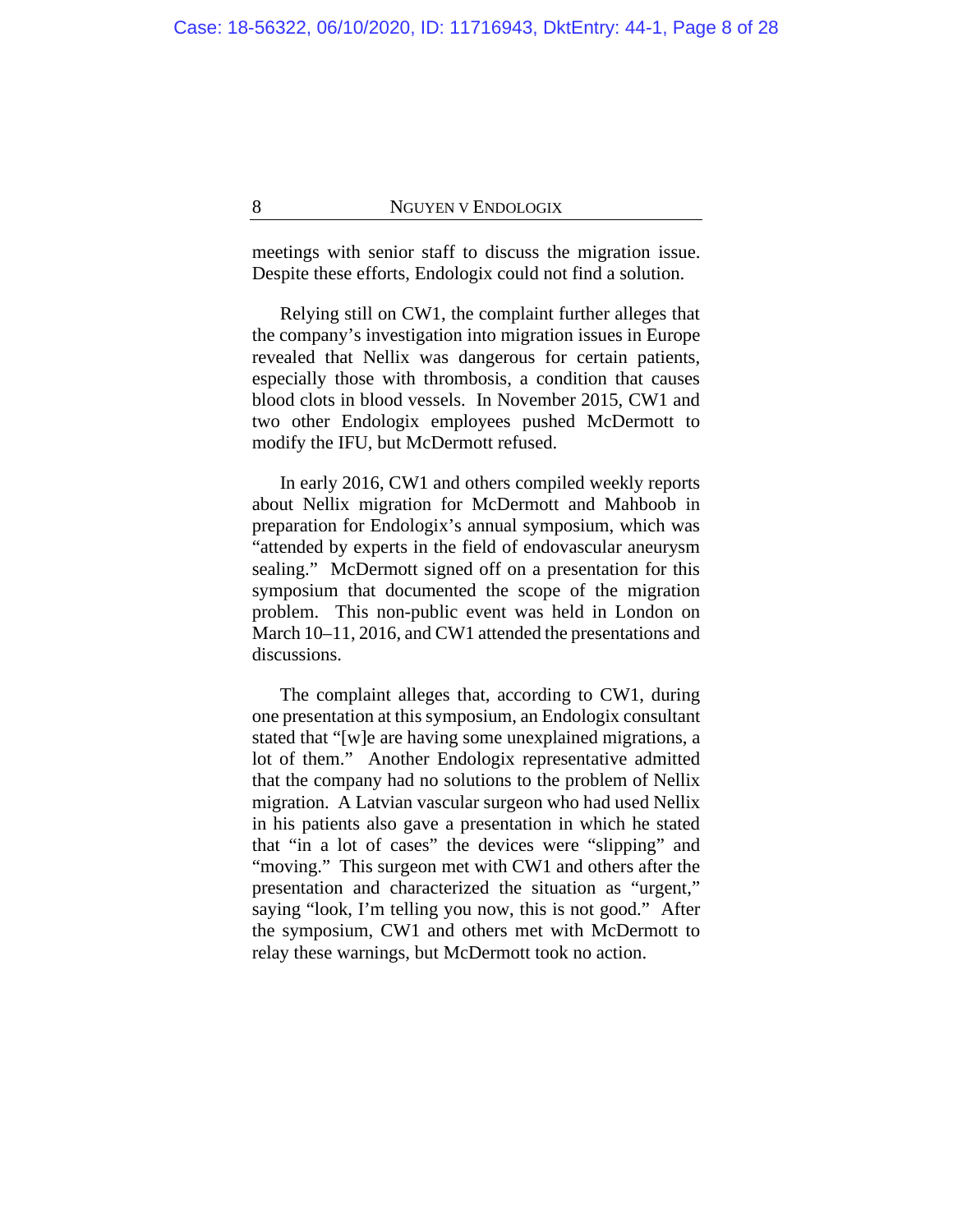meetings with senior staff to discuss the migration issue. Despite these efforts, Endologix could not find a solution.

Relying still on CW1, the complaint further alleges that the company's investigation into migration issues in Europe revealed that Nellix was dangerous for certain patients, especially those with thrombosis, a condition that causes blood clots in blood vessels. In November 2015, CW1 and two other Endologix employees pushed McDermott to modify the IFU, but McDermott refused.

In early 2016, CW1 and others compiled weekly reports about Nellix migration for McDermott and Mahboob in preparation for Endologix's annual symposium, which was "attended by experts in the field of endovascular aneurysm sealing." McDermott signed off on a presentation for this symposium that documented the scope of the migration problem. This non-public event was held in London on March 10–11, 2016, and CW1 attended the presentations and discussions.

The complaint alleges that, according to CW1, during one presentation at this symposium, an Endologix consultant stated that "[w]e are having some unexplained migrations, a lot of them." Another Endologix representative admitted that the company had no solutions to the problem of Nellix migration. A Latvian vascular surgeon who had used Nellix in his patients also gave a presentation in which he stated that "in a lot of cases" the devices were "slipping" and "moving." This surgeon met with CW1 and others after the presentation and characterized the situation as "urgent," saying "look, I'm telling you now, this is not good." After the symposium, CW1 and others met with McDermott to relay these warnings, but McDermott took no action.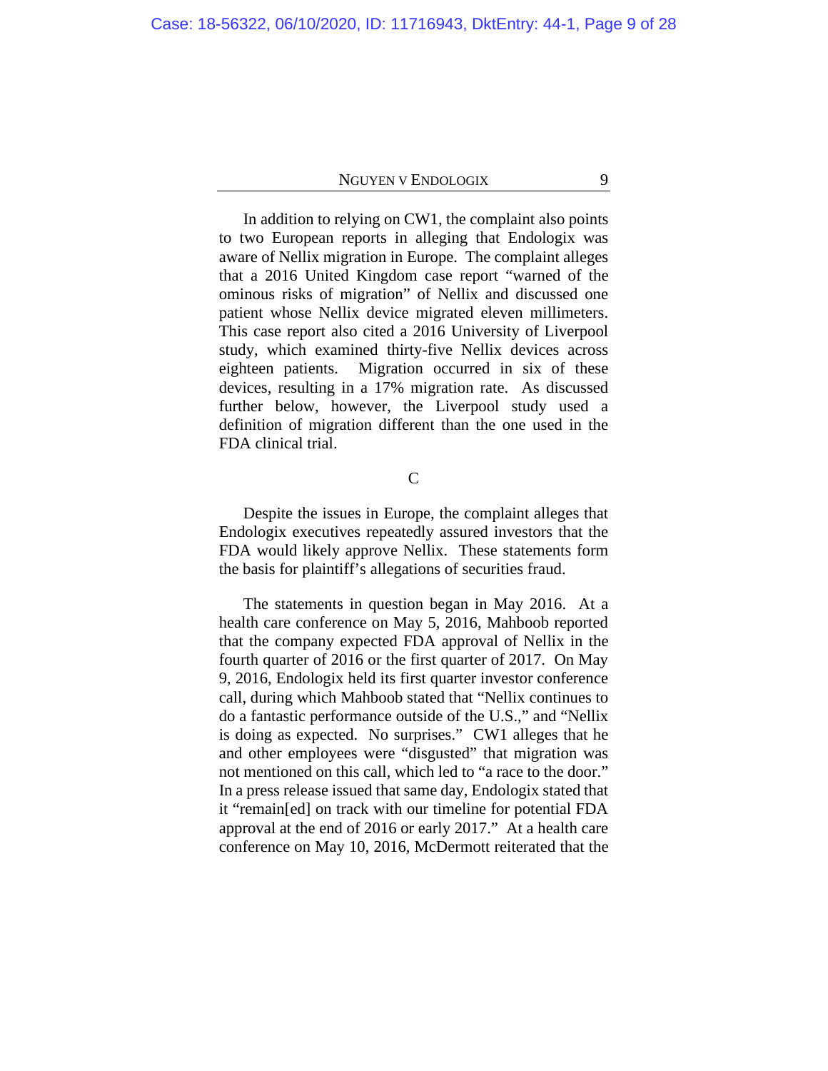In addition to relying on CW1, the complaint also points to two European reports in alleging that Endologix was aware of Nellix migration in Europe. The complaint alleges that a 2016 United Kingdom case report "warned of the ominous risks of migration" of Nellix and discussed one patient whose Nellix device migrated eleven millimeters. This case report also cited a 2016 University of Liverpool study, which examined thirty-five Nellix devices across eighteen patients. Migration occurred in six of these devices, resulting in a 17% migration rate. As discussed further below, however, the Liverpool study used a definition of migration different than the one used in the FDA clinical trial.

## C

Despite the issues in Europe, the complaint alleges that Endologix executives repeatedly assured investors that the FDA would likely approve Nellix. These statements form the basis for plaintiff's allegations of securities fraud.

The statements in question began in May 2016. At a health care conference on May 5, 2016, Mahboob reported that the company expected FDA approval of Nellix in the fourth quarter of 2016 or the first quarter of 2017. On May 9, 2016, Endologix held its first quarter investor conference call, during which Mahboob stated that "Nellix continues to do a fantastic performance outside of the U.S.," and "Nellix is doing as expected. No surprises." CW1 alleges that he and other employees were "disgusted" that migration was not mentioned on this call, which led to "a race to the door." In a press release issued that same day, Endologix stated that it "remain[ed] on track with our timeline for potential FDA approval at the end of 2016 or early 2017." At a health care conference on May 10, 2016, McDermott reiterated that the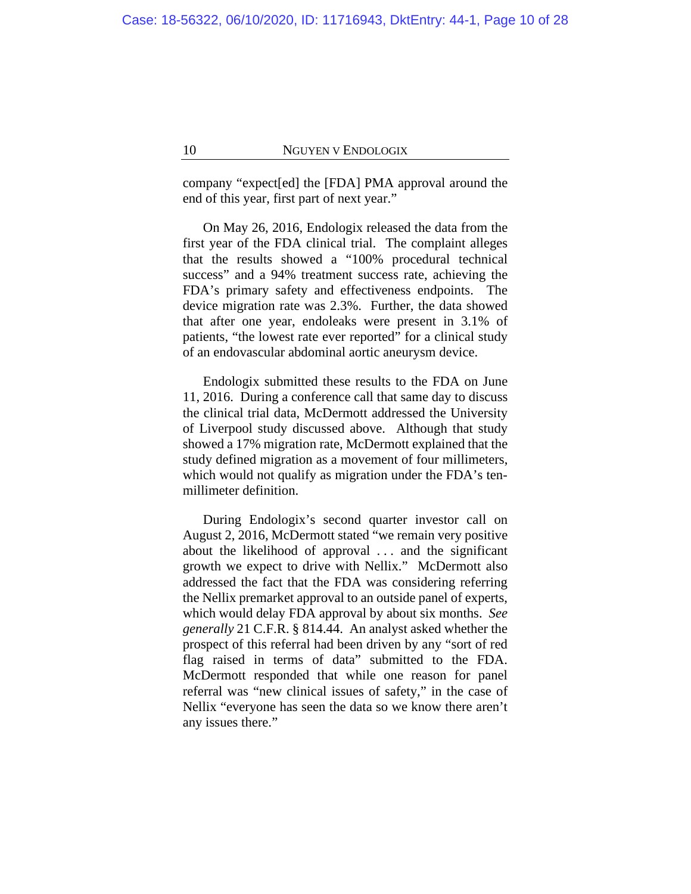company "expect[ed] the [FDA] PMA approval around the end of this year, first part of next year."

On May 26, 2016, Endologix released the data from the first year of the FDA clinical trial. The complaint alleges that the results showed a "100% procedural technical success" and a 94% treatment success rate, achieving the FDA's primary safety and effectiveness endpoints. The device migration rate was 2.3%. Further, the data showed that after one year, endoleaks were present in 3.1% of patients, "the lowest rate ever reported" for a clinical study of an endovascular abdominal aortic aneurysm device.

Endologix submitted these results to the FDA on June 11, 2016. During a conference call that same day to discuss the clinical trial data, McDermott addressed the University of Liverpool study discussed above. Although that study showed a 17% migration rate, McDermott explained that the study defined migration as a movement of four millimeters, which would not qualify as migration under the FDA's ten-millimeter definition.

During Endologix's second quarter investor call on August 2, 2016, McDermott stated "we remain very positive about the likelihood of approval . . . and the significant growth we expect to drive with Nellix." McDermott also addressed the fact that the FDA was considering referring the Nellix premarket approval to an outside panel of experts, which would delay FDA approval by about six months. *See generally* 21 C.F.R. § 814.44. An analyst asked whether the prospect of this referral had been driven by any "sort of red flag raised in terms of data" submitted to the FDA. McDermott responded that while one reason for panel referral was "new clinical issues of safety," in the case of Nellix "everyone has seen the data so we know there aren't any issues there."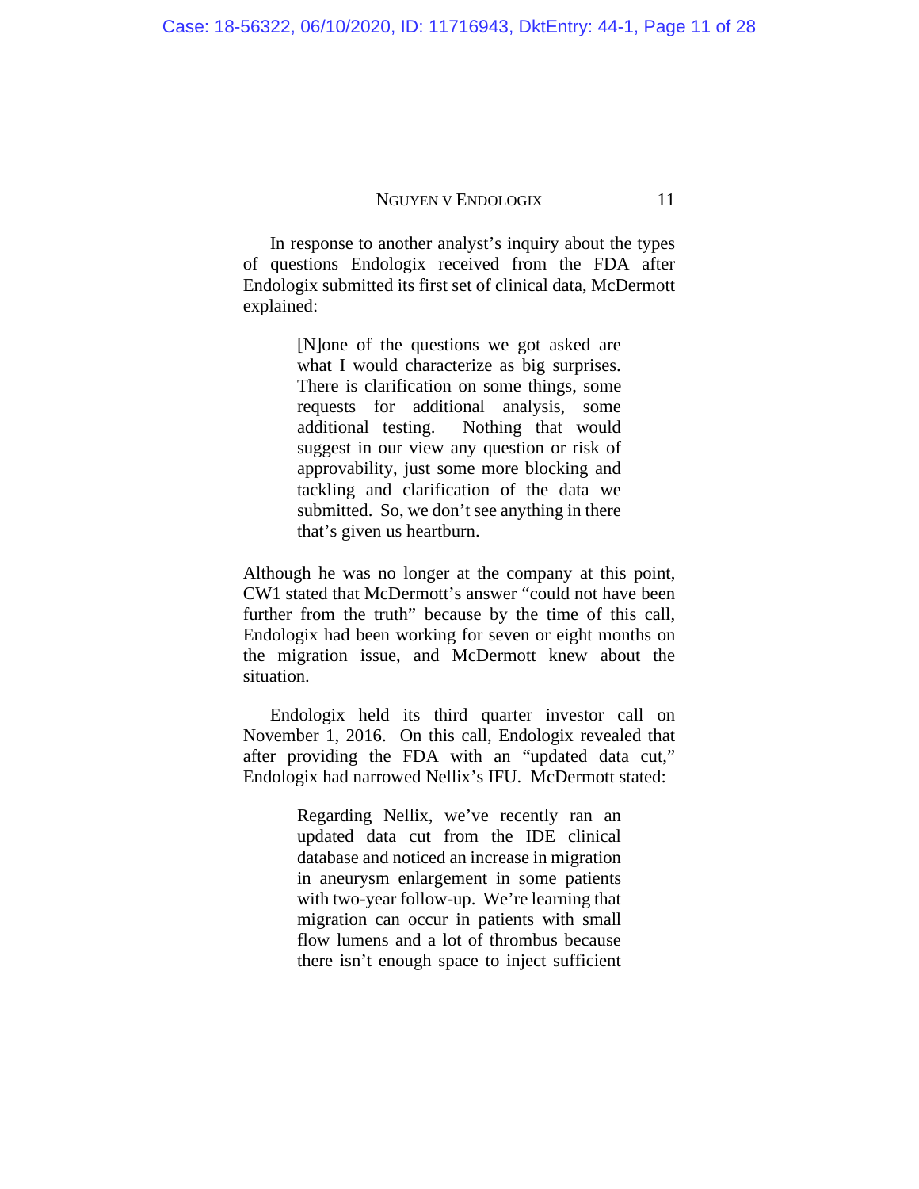In response to another analyst's inquiry about the types of questions Endologix received from the FDA after Endologix submitted its first set of clinical data, McDermott explained:

> [N]one of the questions we got asked are what I would characterize as big surprises. There is clarification on some things, some requests for additional analysis, some additional testing. Nothing that would suggest in our view any question or risk of approvability, just some more blocking and tackling and clarification of the data we submitted. So, we don't see anything in there that's given us heartburn.

Although he was no longer at the company at this point, CW1 stated that McDermott's answer "could not have been further from the truth" because by the time of this call, Endologix had been working for seven or eight months on the migration issue, and McDermott knew about the situation.

Endologix held its third quarter investor call on November 1, 2016. On this call, Endologix revealed that after providing the FDA with an "updated data cut," Endologix had narrowed Nellix's IFU. McDermott stated:

> Regarding Nellix, we've recently ran an updated data cut from the IDE clinical database and noticed an increase in migration in aneurysm enlargement in some patients with two-year follow-up. We're learning that migration can occur in patients with small flow lumens and a lot of thrombus because there isn't enough space to inject sufficient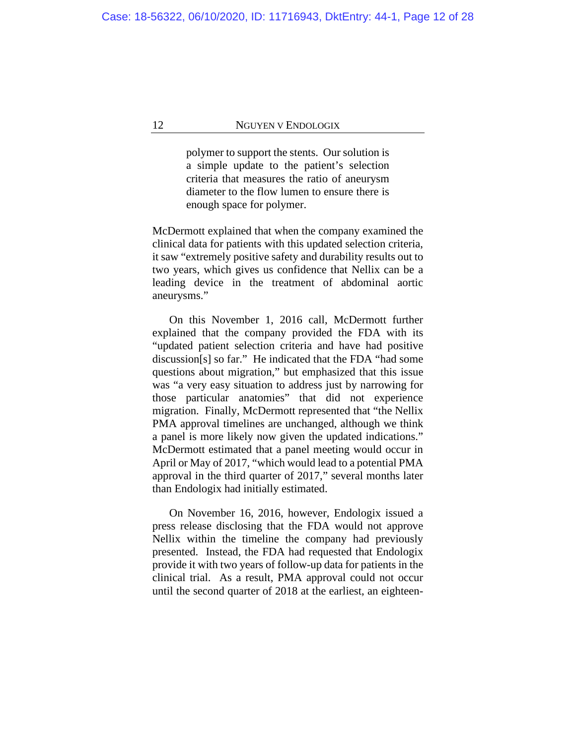> polymer to support the stents. Our solution is a simple update to the patient's selection criteria that measures the ratio of aneurysm diameter to the flow lumen to ensure there is enough space for polymer.

McDermott explained that when the company examined the clinical data for patients with this updated selection criteria, it saw "extremely positive safety and durability results out to two years, which gives us confidence that Nellix can be a leading device in the treatment of abdominal aortic aneurysms."

On this November 1, 2016 call, McDermott further explained that the company provided the FDA with its "updated patient selection criteria and have had positive discussion[s] so far." He indicated that the FDA "had some questions about migration," but emphasized that this issue was "a very easy situation to address just by narrowing for those particular anatomies" that did not experience migration. Finally, McDermott represented that "the Nellix PMA approval timelines are unchanged, although we think a panel is more likely now given the updated indications." McDermott estimated that a panel meeting would occur in April or May of 2017, "which would lead to a potential PMA approval in the third quarter of 2017," several months later than Endologix had initially estimated.

On November 16, 2016, however, Endologix issued a press release disclosing that the FDA would not approve Nellix within the timeline the company had previously presented. Instead, the FDA had requested that Endologix provide it with two years of follow-up data for patients in the clinical trial. As a result, PMA approval could not occur until the second quarter of 2018 at the earliest, an eighteen-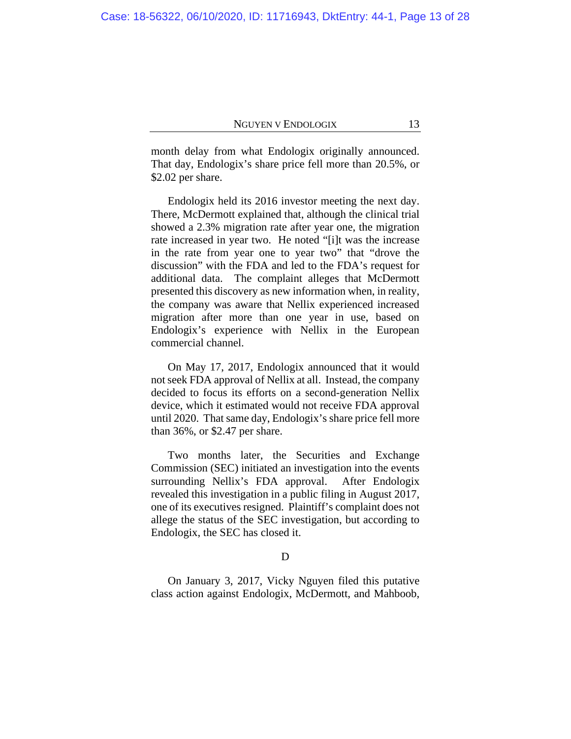month delay from what Endologix originally announced. That day, Endologix's share price fell more than 20.5%, or $2.02 per share.

Endologix held its 2016 investor meeting the next day. There, McDermott explained that, although the clinical trial showed a 2.3% migration rate after year one, the migration rate increased in year two. He noted "[i]t was the increase in the rate from year one to year two" that "drove the discussion" with the FDA and led to the FDA's request for additional data. The complaint alleges that McDermott presented this discovery as new information when, in reality, the company was aware that Nellix experienced increased migration after more than one year in use, based on Endologix's experience with Nellix in the European commercial channel.

On May 17, 2017, Endologix announced that it would not seek FDA approval of Nellix at all. Instead, the company decided to focus its efforts on a second-generation Nellix device, which it estimated would not receive FDA approval until 2020. That same day, Endologix's share price fell more than 36%, or $2.47 per share.

Two months later, the Securities and Exchange Commission (SEC) initiated an investigation into the events surrounding Nellix's FDA approval. After Endologix revealed this investigation in a public filing in August 2017, one of its executives resigned. Plaintiff's complaint does not allege the status of the SEC investigation, but according to Endologix, the SEC has closed it.

### D

On January 3, 2017, Vicky Nguyen filed this putative class action against Endologix, McDermott, and Mahboob,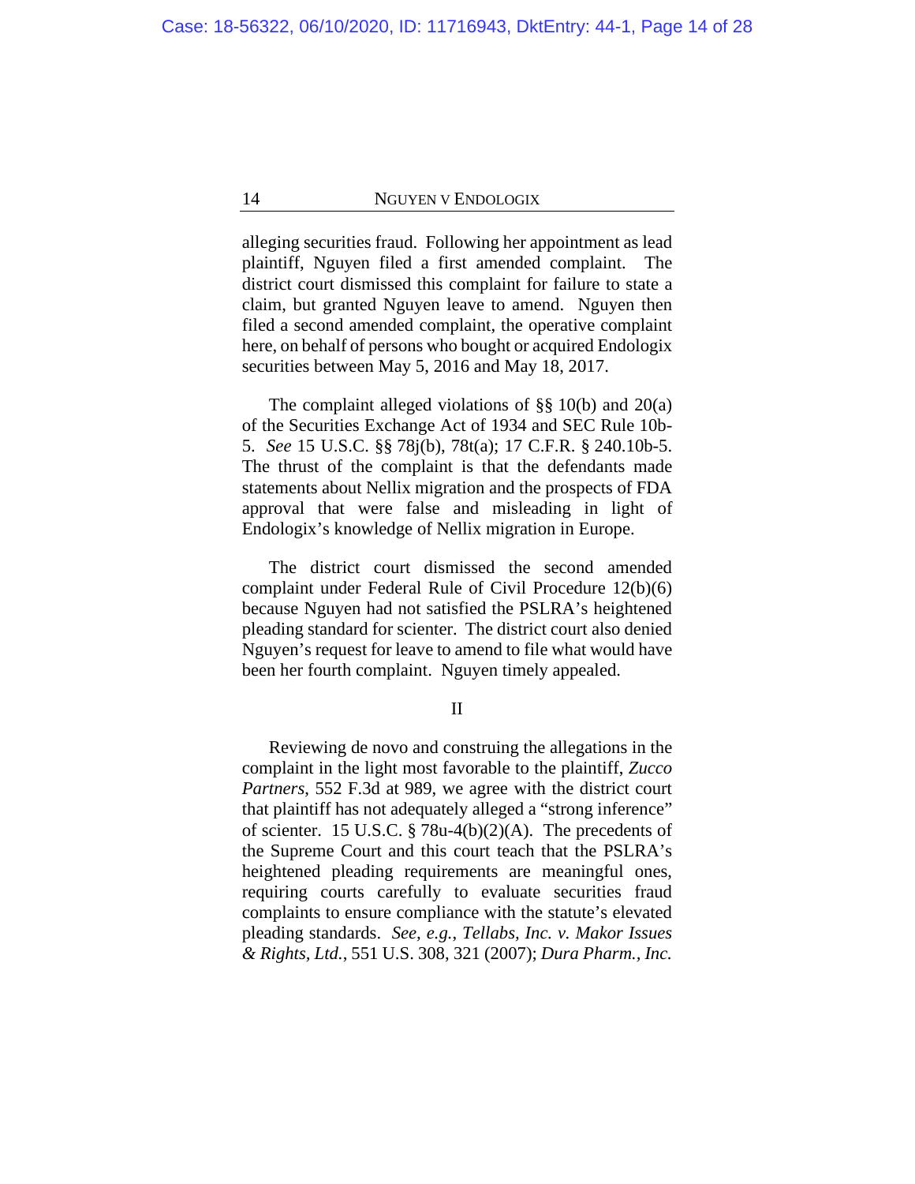alleging securities fraud. Following her appointment as lead plaintiff, Nguyen filed a first amended complaint. The district court dismissed this complaint for failure to state a claim, but granted Nguyen leave to amend. Nguyen then filed a second amended complaint, the operative complaint here, on behalf of persons who bought or acquired Endologix securities between May 5, 2016 and May 18, 2017.

The complaint alleged violations of §§ 10(b) and 20(a) of the Securities Exchange Act of 1934 and SEC Rule 10b-5. *See* 15 U.S.C. §§ 78j(b), 78t(a); 17 C.F.R. § 240.10b-5. The thrust of the complaint is that the defendants made statements about Nellix migration and the prospects of FDA approval that were false and misleading in light of Endologix's knowledge of Nellix migration in Europe.

The district court dismissed the second amended complaint under Federal Rule of Civil Procedure 12(b)(6) because Nguyen had not satisfied the PSLRA's heightened pleading standard for scienter. The district court also denied Nguyen's request for leave to amend to file what would have been her fourth complaint. Nguyen timely appealed.

## II

Reviewing de novo and construing the allegations in the complaint in the light most favorable to the plaintiff, *Zucco Partners*, 552 F.3d at 989, we agree with the district court that plaintiff has not adequately alleged a "strong inference" of scienter. 15 U.S.C. § 78u-4(b)(2)(A). The precedents of the Supreme Court and this court teach that the PSLRA's heightened pleading requirements are meaningful ones, requiring courts carefully to evaluate securities fraud complaints to ensure compliance with the statute's elevated pleading standards. *See, e.g.*, *Tellabs, Inc. v. Makor Issues & Rights, Ltd.*, 551 U.S. 308, 321 (2007); *Dura Pharm., Inc.*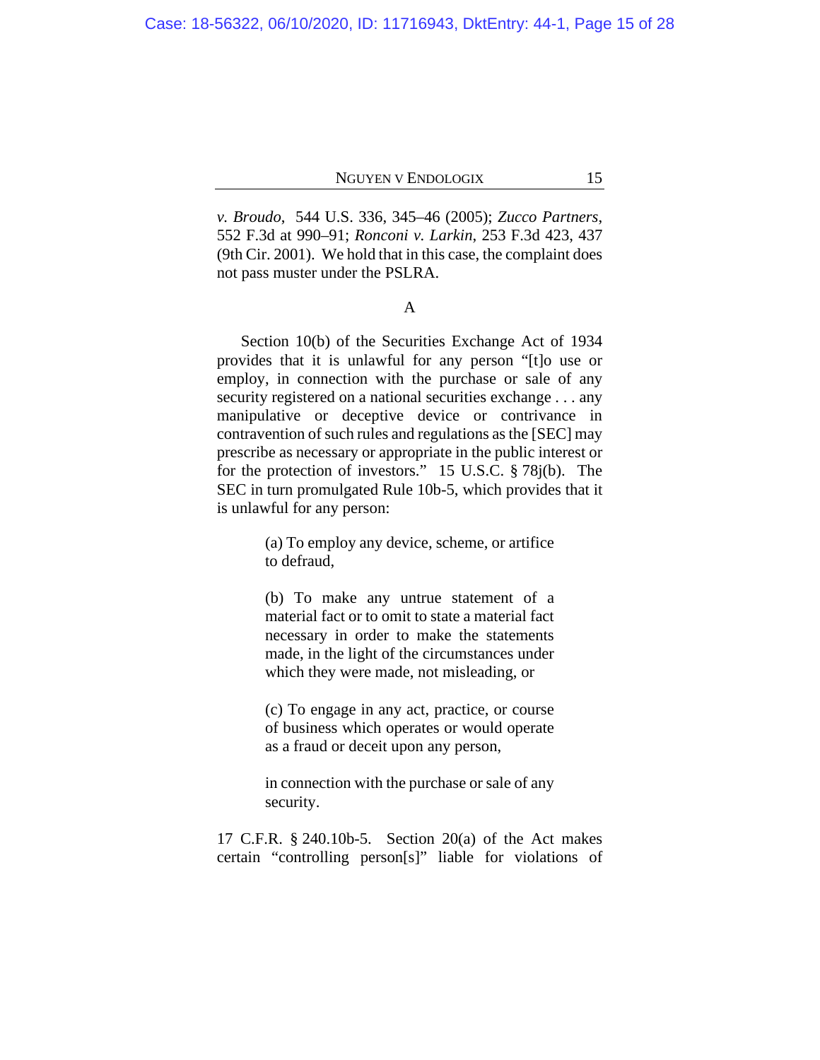*v. Broudo*, 544 U.S. 336, 345–46 (2005); *Zucco Partners*, 552 F.3d at 990–91; *Ronconi v. Larkin*, 253 F.3d 423, 437 (9th Cir. 2001). We hold that in this case, the complaint does not pass muster under the PSLRA.

A

Section 10(b) of the Securities Exchange Act of 1934 provides that it is unlawful for any person "[t]o use or employ, in connection with the purchase or sale of any security registered on a national securities exchange . . . any manipulative or deceptive device or contrivance in contravention of such rules and regulations as the [SEC] may prescribe as necessary or appropriate in the public interest or for the protection of investors." 15 U.S.C. § 78j(b). The SEC in turn promulgated Rule 10b-5, which provides that it is unlawful for any person:

> (a) To employ any device, scheme, or artifice to defraud,
>
> (b) To make any untrue statement of a material fact or to omit to state a material fact necessary in order to make the statements made, in the light of the circumstances under which they were made, not misleading, or
>
> (c) To engage in any act, practice, or course of business which operates or would operate as a fraud or deceit upon any person,
>
> in connection with the purchase or sale of any security.

17 C.F.R. § 240.10b-5. Section 20(a) of the Act makes certain "controlling person[s]" liable for violations of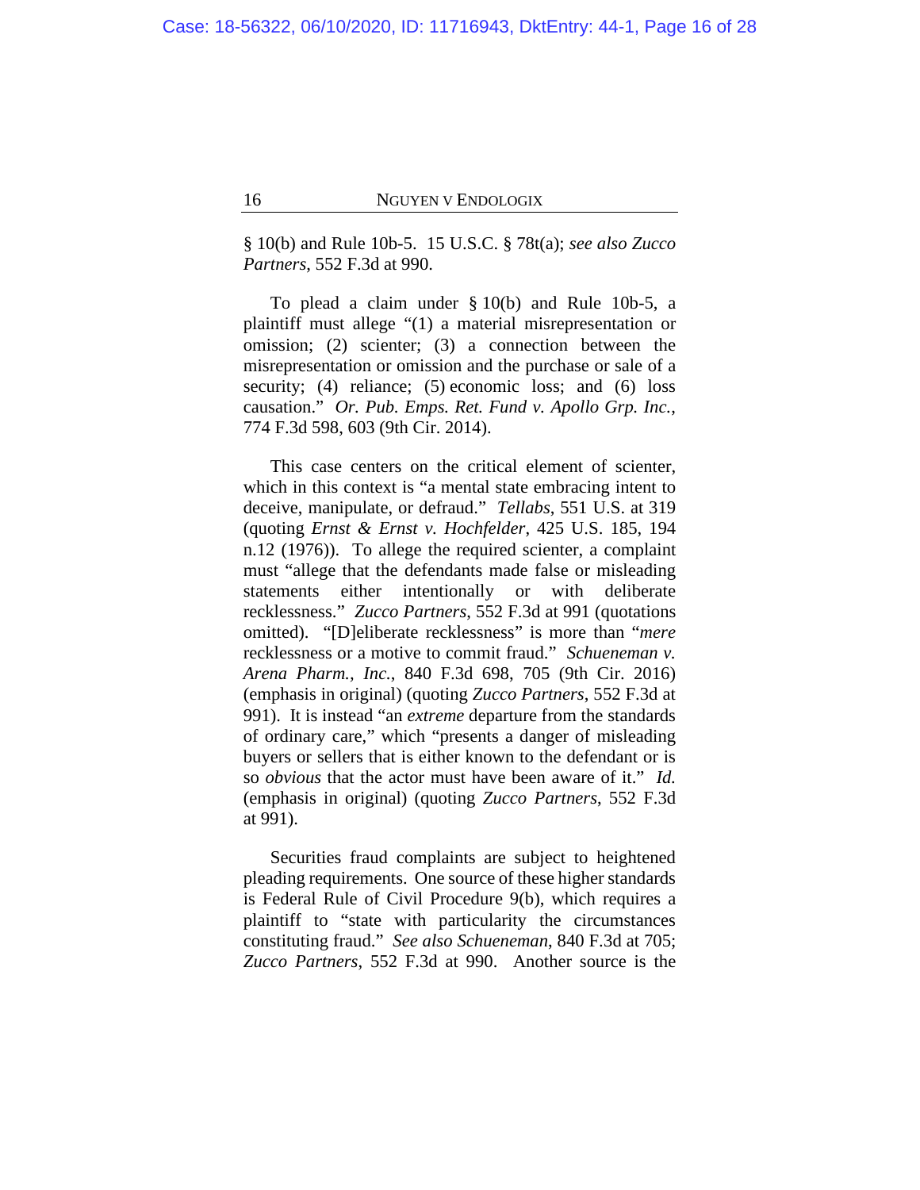§ 10(b) and Rule 10b-5. 15 U.S.C. § 78t(a); *see also Zucco Partners*, 552 F.3d at 990.

To plead a claim under § 10(b) and Rule 10b-5, a plaintiff must allege "(1) a material misrepresentation or omission; (2) scienter; (3) a connection between the misrepresentation or omission and the purchase or sale of a security; (4) reliance; (5) economic loss; and (6) loss causation." *Or. Pub. Emps. Ret. Fund v. Apollo Grp. Inc.*, 774 F.3d 598, 603 (9th Cir. 2014).

This case centers on the critical element of scienter, which in this context is "a mental state embracing intent to deceive, manipulate, or defraud." *Tellabs*, 551 U.S. at 319 (quoting *Ernst & Ernst v. Hochfelder*, 425 U.S. 185, 194 n.12 (1976)). To allege the required scienter, a complaint must "allege that the defendants made false or misleading statements either intentionally or with deliberate recklessness." *Zucco Partners*, 552 F.3d at 991 (quotations omitted). "[D]eliberate recklessness" is more than "*mere* recklessness or a motive to commit fraud." *Schueneman v. Arena Pharm., Inc.*, 840 F.3d 698, 705 (9th Cir. 2016) (emphasis in original) (quoting *Zucco Partners*, 552 F.3d at 991). It is instead "an *extreme* departure from the standards of ordinary care," which "presents a danger of misleading buyers or sellers that is either known to the defendant or is so *obvious* that the actor must have been aware of it." *Id.* (emphasis in original) (quoting *Zucco Partners*, 552 F.3d at 991).

Securities fraud complaints are subject to heightened pleading requirements. One source of these higher standards is Federal Rule of Civil Procedure 9(b), which requires a plaintiff to "state with particularity the circumstances constituting fraud." *See also Schueneman*, 840 F.3d at 705; *Zucco Partners*, 552 F.3d at 990. Another source is the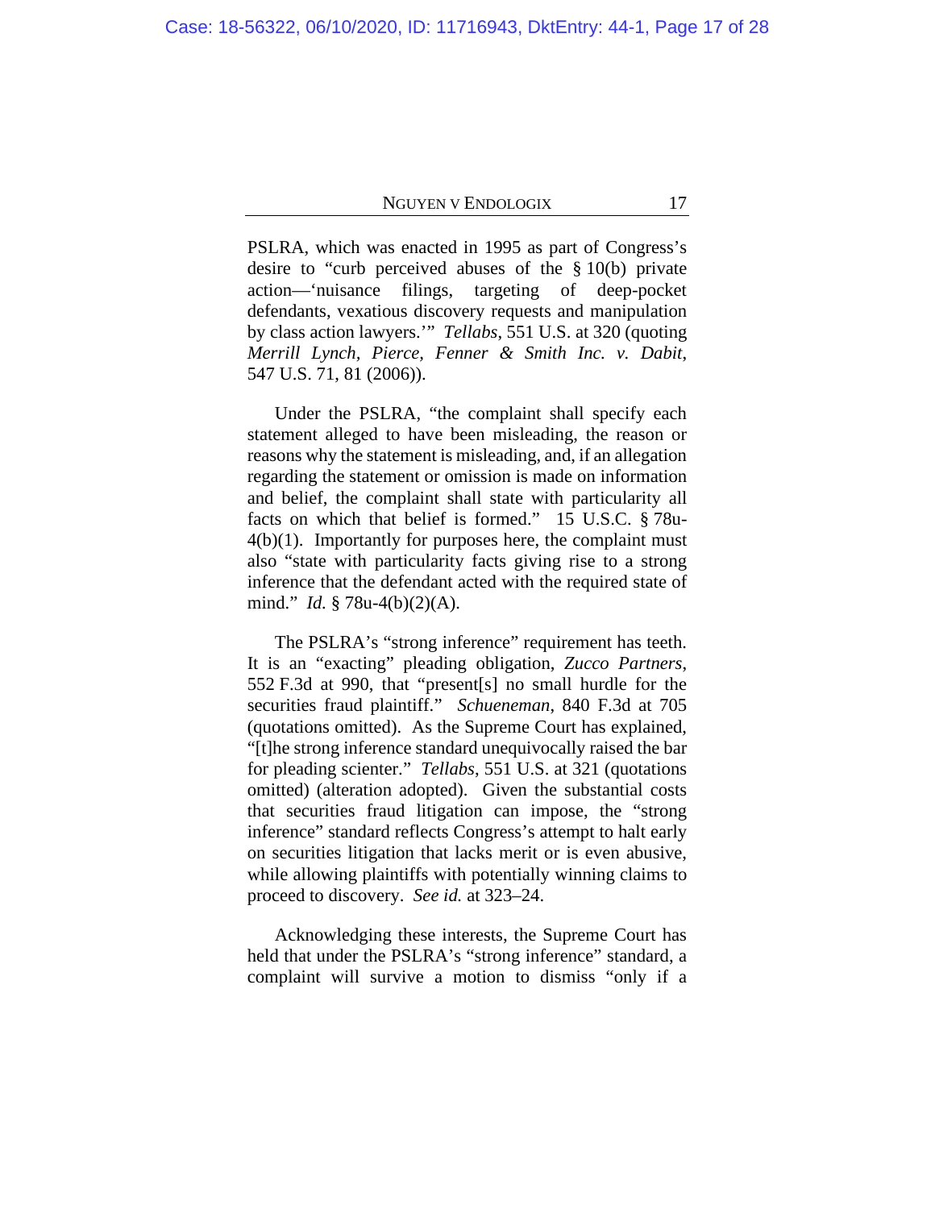PSLRA, which was enacted in 1995 as part of Congress's desire to "curb perceived abuses of the § 10(b) private action—'nuisance filings, targeting of deep-pocket defendants, vexatious discovery requests and manipulation by class action lawyers.'" *Tellabs*, 551 U.S. at 320 (quoting *Merrill Lynch, Pierce, Fenner & Smith Inc. v. Dabit*, 547 U.S. 71, 81 (2006)).

Under the PSLRA, "the complaint shall specify each statement alleged to have been misleading, the reason or reasons why the statement is misleading, and, if an allegation regarding the statement or omission is made on information and belief, the complaint shall state with particularity all facts on which that belief is formed." 15 U.S.C. § 78u-4(b)(1). Importantly for purposes here, the complaint must also "state with particularity facts giving rise to a strong inference that the defendant acted with the required state of mind." *Id.* § 78u-4(b)(2)(A).

The PSLRA's "strong inference" requirement has teeth. It is an "exacting" pleading obligation, *Zucco Partners*, 552 F.3d at 990, that "present[s] no small hurdle for the securities fraud plaintiff." *Schueneman*, 840 F.3d at 705 (quotations omitted). As the Supreme Court has explained, "[t]he strong inference standard unequivocally raised the bar for pleading scienter." *Tellabs*, 551 U.S. at 321 (quotations omitted) (alteration adopted). Given the substantial costs that securities fraud litigation can impose, the "strong inference" standard reflects Congress's attempt to halt early on securities litigation that lacks merit or is even abusive, while allowing plaintiffs with potentially winning claims to proceed to discovery. *See id.* at 323–24.

Acknowledging these interests, the Supreme Court has held that under the PSLRA's "strong inference" standard, a complaint will survive a motion to dismiss "only if a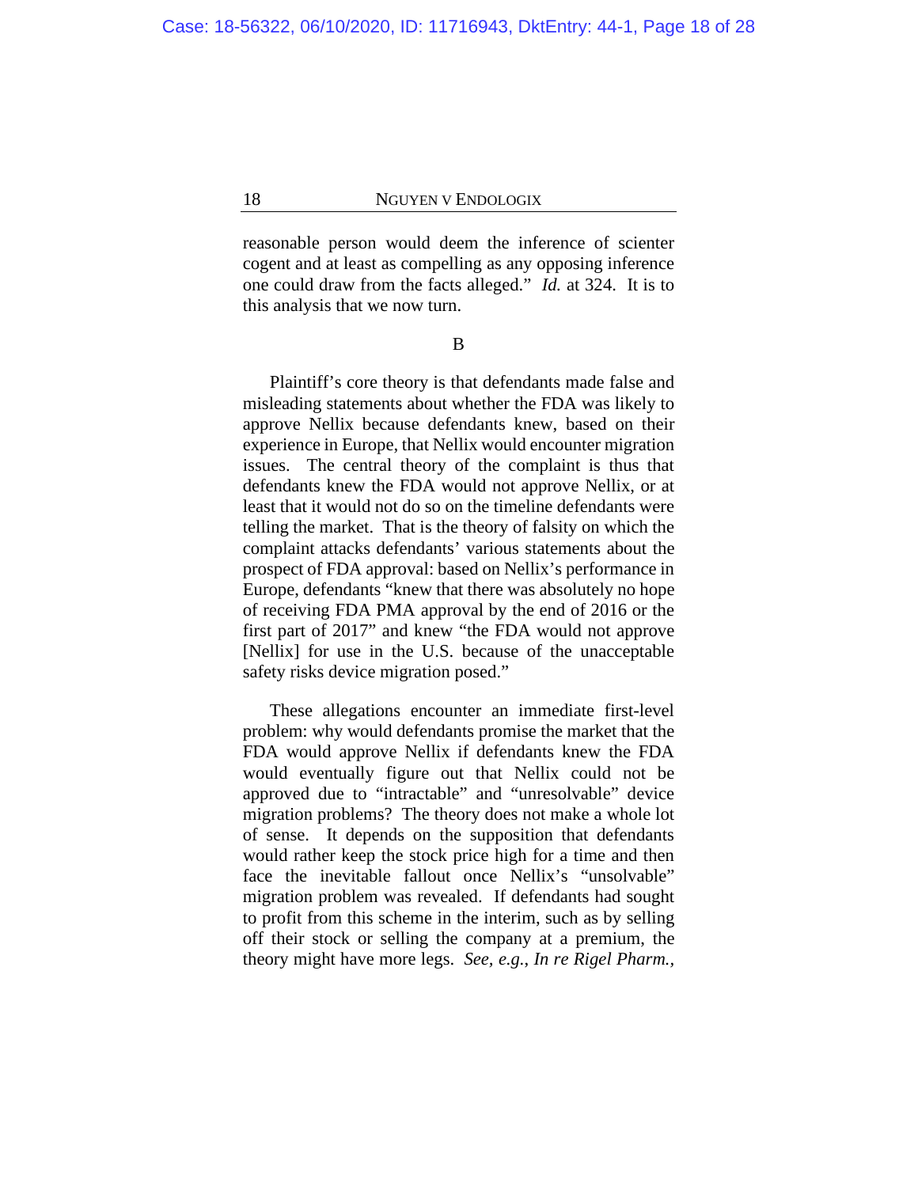reasonable person would deem the inference of scienter cogent and at least as compelling as any opposing inference one could draw from the facts alleged." *Id.* at 324. It is to this analysis that we now turn.

B

Plaintiff's core theory is that defendants made false and misleading statements about whether the FDA was likely to approve Nellix because defendants knew, based on their experience in Europe, that Nellix would encounter migration issues. The central theory of the complaint is thus that defendants knew the FDA would not approve Nellix, or at least that it would not do so on the timeline defendants were telling the market. That is the theory of falsity on which the complaint attacks defendants' various statements about the prospect of FDA approval: based on Nellix's performance in Europe, defendants "knew that there was absolutely no hope of receiving FDA PMA approval by the end of 2016 or the first part of 2017" and knew "the FDA would not approve [Nellix] for use in the U.S. because of the unacceptable safety risks device migration posed."

These allegations encounter an immediate first-level problem: why would defendants promise the market that the FDA would approve Nellix if defendants knew the FDA would eventually figure out that Nellix could not be approved due to "intractable" and "unresolvable" device migration problems? The theory does not make a whole lot of sense. It depends on the supposition that defendants would rather keep the stock price high for a time and then face the inevitable fallout once Nellix's "unsolvable" migration problem was revealed. If defendants had sought to profit from this scheme in the interim, such as by selling off their stock or selling the company at a premium, the theory might have more legs. *See, e.g.*, *In re Rigel Pharm.*,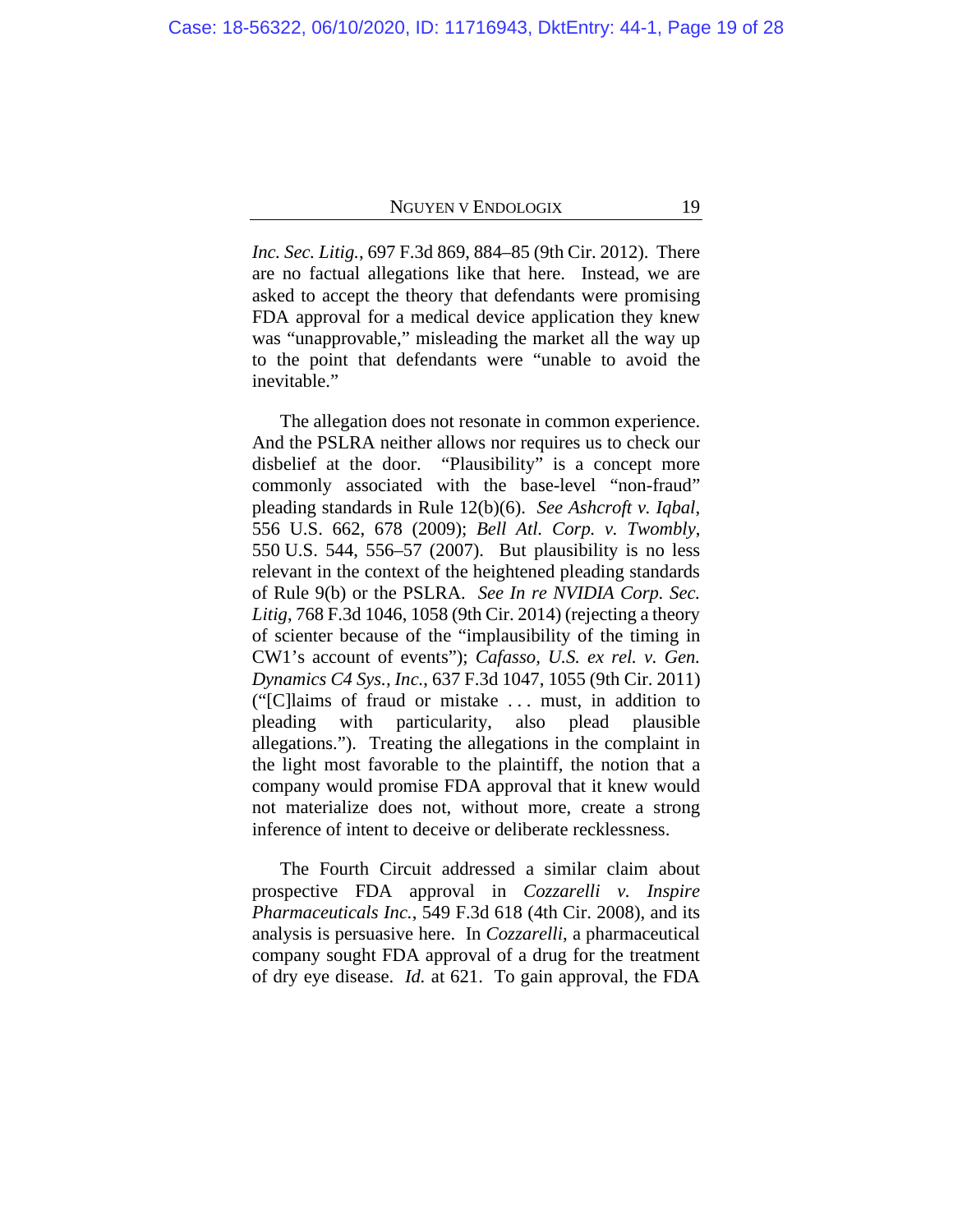*Inc. Sec. Litig.*, 697 F.3d 869, 884–85 (9th Cir. 2012). There are no factual allegations like that here. Instead, we are asked to accept the theory that defendants were promising FDA approval for a medical device application they knew was "unapprovable," misleading the market all the way up to the point that defendants were "unable to avoid the inevitable."

The allegation does not resonate in common experience. And the PSLRA neither allows nor requires us to check our disbelief at the door. "Plausibility" is a concept more commonly associated with the base-level "non-fraud" pleading standards in Rule 12(b)(6). *See Ashcroft v. Iqbal*, 556 U.S. 662, 678 (2009); *Bell Atl. Corp. v. Twombly*, 550 U.S. 544, 556–57 (2007). But plausibility is no less relevant in the context of the heightened pleading standards of Rule 9(b) or the PSLRA. *See In re NVIDIA Corp. Sec. Litig*, 768 F.3d 1046, 1058 (9th Cir. 2014) (rejecting a theory of scienter because of the "implausibility of the timing in CW1's account of events"); *Cafasso, U.S. ex rel. v. Gen. Dynamics C4 Sys., Inc.*, 637 F.3d 1047, 1055 (9th Cir. 2011) ("[C]laims of fraud or mistake . . . must, in addition to pleading with particularity, also plead plausible allegations."). Treating the allegations in the complaint in the light most favorable to the plaintiff, the notion that a company would promise FDA approval that it knew would not materialize does not, without more, create a strong inference of intent to deceive or deliberate recklessness.

The Fourth Circuit addressed a similar claim about prospective FDA approval in *Cozzarelli v. Inspire Pharmaceuticals Inc.*, 549 F.3d 618 (4th Cir. 2008), and its analysis is persuasive here. In *Cozzarelli*, a pharmaceutical company sought FDA approval of a drug for the treatment of dry eye disease. *Id.* at 621. To gain approval, the FDA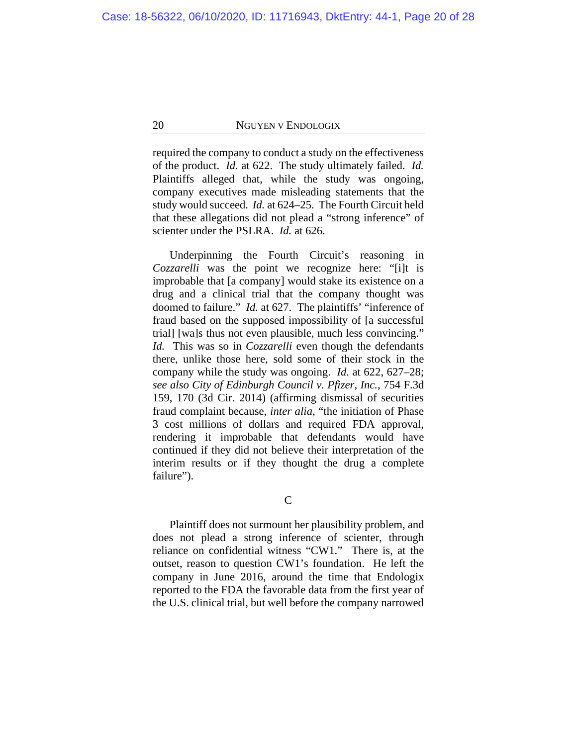required the company to conduct a study on the effectiveness of the product. *Id.* at 622. The study ultimately failed. *Id.* Plaintiffs alleged that, while the study was ongoing, company executives made misleading statements that the study would succeed. *Id.* at 624–25. The Fourth Circuit held that these allegations did not plead a "strong inference" of scienter under the PSLRA. *Id.* at 626.

Underpinning the Fourth Circuit's reasoning in *Cozzarelli* was the point we recognize here: "[i]t is improbable that [a company] would stake its existence on a drug and a clinical trial that the company thought was doomed to failure." *Id.* at 627. The plaintiffs' "inference of fraud based on the supposed impossibility of [a successful trial] [wa]s thus not even plausible, much less convincing." *Id.* This was so in *Cozzarelli* even though the defendants there, unlike those here, sold some of their stock in the company while the study was ongoing. *Id.* at 622, 627–28; *see also City of Edinburgh Council v. Pfizer, Inc.*, 754 F.3d 159, 170 (3d Cir. 2014) (affirming dismissal of securities fraud complaint because, *inter alia*, "the initiation of Phase 3 cost millions of dollars and required FDA approval, rendering it improbable that defendants would have continued if they did not believe their interpretation of the interim results or if they thought the drug a complete failure").

C

Plaintiff does not surmount her plausibility problem, and does not plead a strong inference of scienter, through reliance on confidential witness "CW1." There is, at the outset, reason to question CW1's foundation. He left the company in June 2016, around the time that Endologix reported to the FDA the favorable data from the first year of the U.S. clinical trial, but well before the company narrowed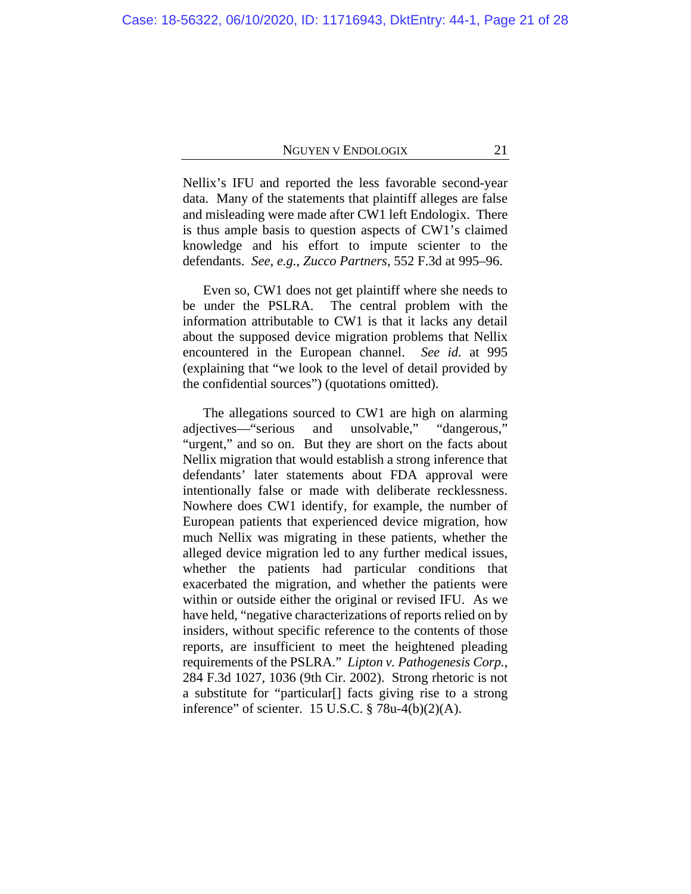Nellix's IFU and reported the less favorable second-year data. Many of the statements that plaintiff alleges are false and misleading were made after CW1 left Endologix. There is thus ample basis to question aspects of CW1's claimed knowledge and his effort to impute scienter to the defendants. *See, e.g.*, *Zucco Partners*, 552 F.3d at 995–96.

Even so, CW1 does not get plaintiff where she needs to be under the PSLRA. The central problem with the information attributable to CW1 is that it lacks any detail about the supposed device migration problems that Nellix encountered in the European channel. *See id.* at 995 (explaining that "we look to the level of detail provided by the confidential sources") (quotations omitted).

The allegations sourced to CW1 are high on alarming adjectives—"serious and unsolvable," "dangerous," "urgent," and so on. But they are short on the facts about Nellix migration that would establish a strong inference that defendants' later statements about FDA approval were intentionally false or made with deliberate recklessness. Nowhere does CW1 identify, for example, the number of European patients that experienced device migration, how much Nellix was migrating in these patients, whether the alleged device migration led to any further medical issues, whether the patients had particular conditions that exacerbated the migration, and whether the patients were within or outside either the original or revised IFU. As we have held, "negative characterizations of reports relied on by insiders, without specific reference to the contents of those reports, are insufficient to meet the heightened pleading requirements of the PSLRA." *Lipton v. Pathogenesis Corp.*, 284 F.3d 1027, 1036 (9th Cir. 2002). Strong rhetoric is not a substitute for "particular[] facts giving rise to a strong inference" of scienter. 15 U.S.C. § 78u-4(b)(2)(A).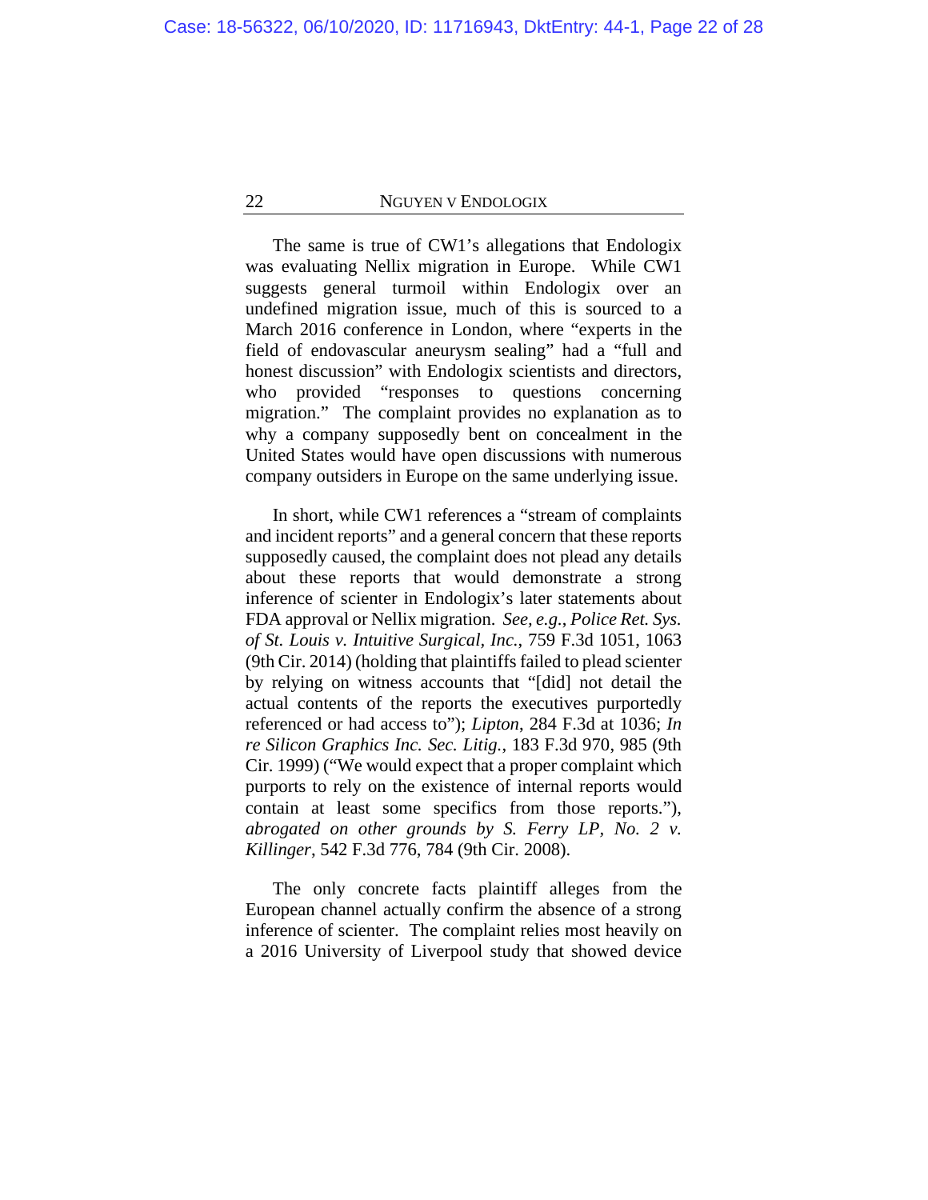The same is true of CW1's allegations that Endologix was evaluating Nellix migration in Europe. While CW1 suggests general turmoil within Endologix over an undefined migration issue, much of this is sourced to a March 2016 conference in London, where "experts in the field of endovascular aneurysm sealing" had a "full and honest discussion" with Endologix scientists and directors, who provided "responses to questions concerning migration." The complaint provides no explanation as to why a company supposedly bent on concealment in the United States would have open discussions with numerous company outsiders in Europe on the same underlying issue.

In short, while CW1 references a "stream of complaints and incident reports" and a general concern that these reports supposedly caused, the complaint does not plead any details about these reports that would demonstrate a strong inference of scienter in Endologix's later statements about FDA approval or Nellix migration. *See, e.g.*, *Police Ret. Sys. of St. Louis v. Intuitive Surgical, Inc.*, 759 F.3d 1051, 1063 (9th Cir. 2014) (holding that plaintiffs failed to plead scienter by relying on witness accounts that "[did] not detail the actual contents of the reports the executives purportedly referenced or had access to"); *Lipton*, 284 F.3d at 1036; *In re Silicon Graphics Inc. Sec. Litig.*, 183 F.3d 970, 985 (9th Cir. 1999) ("We would expect that a proper complaint which purports to rely on the existence of internal reports would contain at least some specifics from those reports."), *abrogated on other grounds by S. Ferry LP, No. 2 v. Killinger*, 542 F.3d 776, 784 (9th Cir. 2008).

The only concrete facts plaintiff alleges from the European channel actually confirm the absence of a strong inference of scienter. The complaint relies most heavily on a 2016 University of Liverpool study that showed device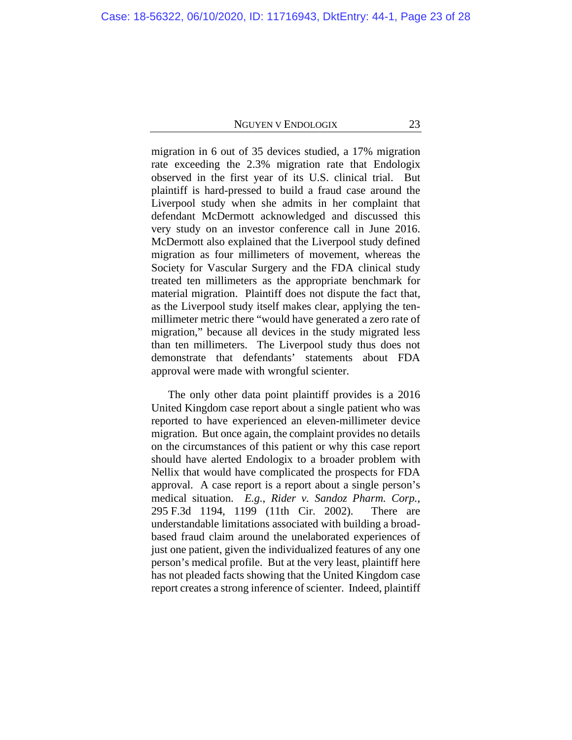migration in 6 out of 35 devices studied, a 17% migration rate exceeding the 2.3% migration rate that Endologix observed in the first year of its U.S. clinical trial. But plaintiff is hard-pressed to build a fraud case around the Liverpool study when she admits in her complaint that defendant McDermott acknowledged and discussed this very study on an investor conference call in June 2016. McDermott also explained that the Liverpool study defined migration as four millimeters of movement, whereas the Society for Vascular Surgery and the FDA clinical study treated ten millimeters as the appropriate benchmark for material migration. Plaintiff does not dispute the fact that, as the Liverpool study itself makes clear, applying the ten-millimeter metric there "would have generated a zero rate of migration," because all devices in the study migrated less than ten millimeters. The Liverpool study thus does not demonstrate that defendants' statements about FDA approval were made with wrongful scienter.

The only other data point plaintiff provides is a 2016 United Kingdom case report about a single patient who was reported to have experienced an eleven-millimeter device migration. But once again, the complaint provides no details on the circumstances of this patient or why this case report should have alerted Endologix to a broader problem with Nellix that would have complicated the prospects for FDA approval. A case report is a report about a single person's medical situation. *E.g.*, *Rider v. Sandoz Pharm. Corp.*, 295 F.3d 1194, 1199 (11th Cir. 2002). There are understandable limitations associated with building a broad-based fraud claim around the unelaborated experiences of just one patient, given the individualized features of any one person's medical profile. But at the very least, plaintiff here has not pleaded facts showing that the United Kingdom case report creates a strong inference of scienter. Indeed, plaintiff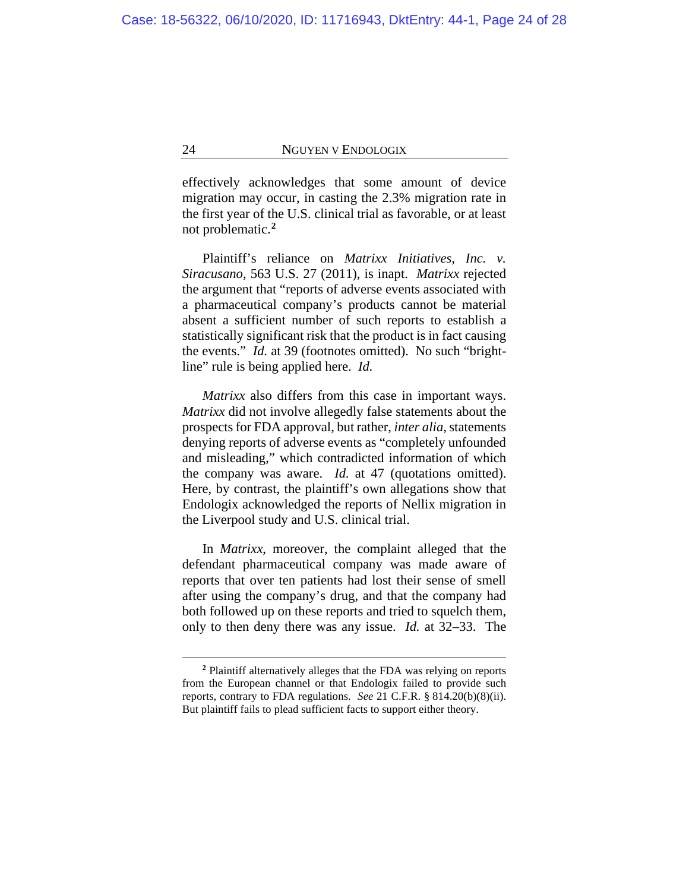effectively acknowledges that some amount of device migration may occur, in casting the 2.3% migration rate in the first year of the U.S. clinical trial as favorable, or at least not problematic.[2]

Plaintiff's reliance on *Matrixx Initiatives, Inc. v. Siracusano*, 563 U.S. 27 (2011), is inapt. *Matrixx* rejected the argument that "reports of adverse events associated with a pharmaceutical company's products cannot be material absent a sufficient number of such reports to establish a statistically significant risk that the product is in fact causing the events." *Id.* at 39 (footnotes omitted). No such "bright-line" rule is being applied here. *Id.*

*Matrixx* also differs from this case in important ways. *Matrixx* did not involve allegedly false statements about the prospects for FDA approval, but rather, *inter alia*, statements denying reports of adverse events as "completely unfounded and misleading," which contradicted information of which the company was aware. *Id.* at 47 (quotations omitted). Here, by contrast, the plaintiff's own allegations show that Endologix acknowledged the reports of Nellix migration in the Liverpool study and U.S. clinical trial.

In *Matrixx*, moreover, the complaint alleged that the defendant pharmaceutical company was made aware of reports that over ten patients had lost their sense of smell after using the company's drug, and that the company had both followed up on these reports and tried to squelch them, only to then deny there was any issue. *Id.* at 32–33. The

---

[2] Plaintiff alternatively alleges that the FDA was relying on reports from the European channel or that Endologix failed to provide such reports, contrary to FDA regulations. *See* 21 C.F.R. § 814.20(b)(8)(ii). But plaintiff fails to plead sufficient facts to support either theory.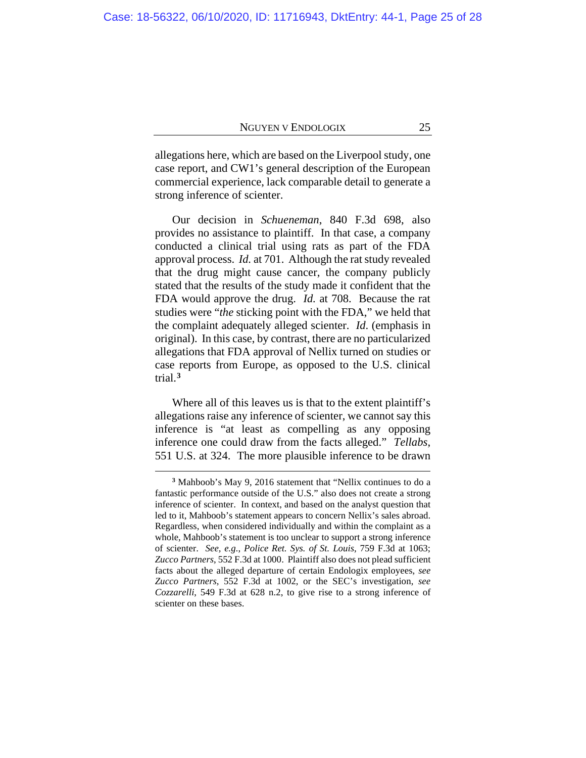allegations here, which are based on the Liverpool study, one case report, and CW1's general description of the European commercial experience, lack comparable detail to generate a strong inference of scienter.

Our decision in *Schueneman*, 840 F.3d 698, also provides no assistance to plaintiff. In that case, a company conducted a clinical trial using rats as part of the FDA approval process. *Id.* at 701. Although the rat study revealed that the drug might cause cancer, the company publicly stated that the results of the study made it confident that the FDA would approve the drug. *Id.* at 708. Because the rat studies were "*the* sticking point with the FDA," we held that the complaint adequately alleged scienter. *Id*. (emphasis in original). In this case, by contrast, there are no particularized allegations that FDA approval of Nellix turned on studies or case reports from Europe, as opposed to the U.S. clinical trial.[3]

Where all of this leaves us is that to the extent plaintiff's allegations raise any inference of scienter, we cannot say this inference is "at least as compelling as any opposing inference one could draw from the facts alleged." *Tellabs*, 551 U.S. at 324. The more plausible inference to be drawn

---

[3] Mahboob's May 9, 2016 statement that "Nellix continues to do a fantastic performance outside of the U.S." also does not create a strong inference of scienter. In context, and based on the analyst question that led to it, Mahboob's statement appears to concern Nellix's sales abroad. Regardless, when considered individually and within the complaint as a whole, Mahboob's statement is too unclear to support a strong inference of scienter. *See, e.g.*, *Police Ret. Sys. of St. Louis*, 759 F.3d at 1063; *Zucco Partners*, 552 F.3d at 1000. Plaintiff also does not plead sufficient facts about the alleged departure of certain Endologix employees, *see Zucco Partners*, 552 F.3d at 1002, or the SEC's investigation, *see Cozzarelli*, 549 F.3d at 628 n.2, to give rise to a strong inference of scienter on these bases.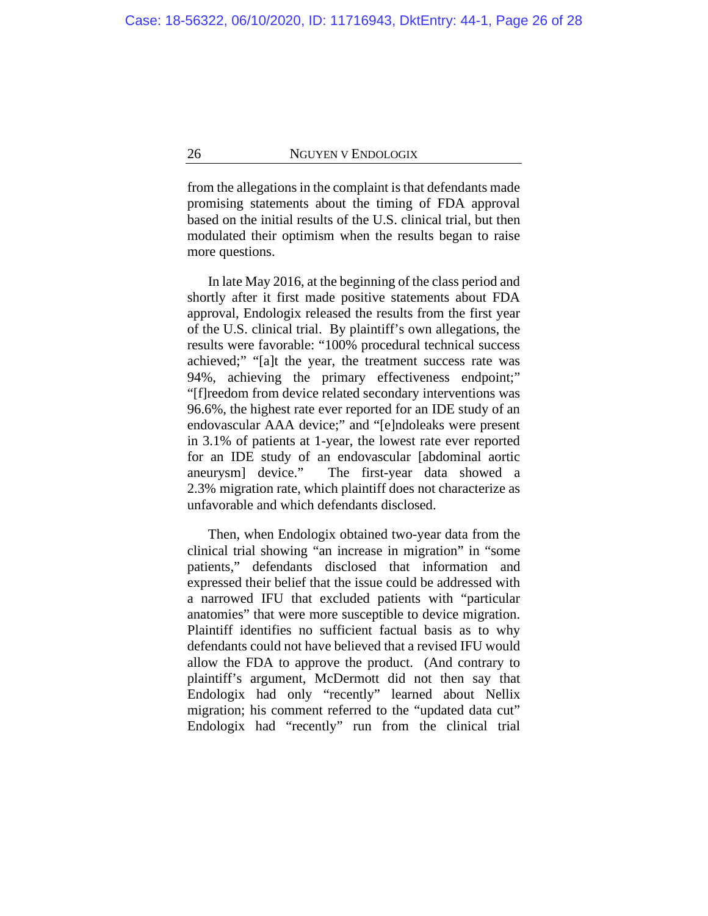from the allegations in the complaint is that defendants made promising statements about the timing of FDA approval based on the initial results of the U.S. clinical trial, but then modulated their optimism when the results began to raise more questions.

In late May 2016, at the beginning of the class period and shortly after it first made positive statements about FDA approval, Endologix released the results from the first year of the U.S. clinical trial. By plaintiff's own allegations, the results were favorable: "100% procedural technical success achieved;" "[a]t the year, the treatment success rate was 94%, achieving the primary effectiveness endpoint;" "[f]reedom from device related secondary interventions was 96.6%, the highest rate ever reported for an IDE study of an endovascular AAA device;" and "[e]ndoleaks were present in 3.1% of patients at 1-year, the lowest rate ever reported for an IDE study of an endovascular [abdominal aortic aneurysm] device." The first-year data showed a 2.3% migration rate, which plaintiff does not characterize as unfavorable and which defendants disclosed.

Then, when Endologix obtained two-year data from the clinical trial showing "an increase in migration" in "some patients," defendants disclosed that information and expressed their belief that the issue could be addressed with a narrowed IFU that excluded patients with "particular anatomies" that were more susceptible to device migration. Plaintiff identifies no sufficient factual basis as to why defendants could not have believed that a revised IFU would allow the FDA to approve the product. (And contrary to plaintiff's argument, McDermott did not then say that Endologix had only "recently" learned about Nellix migration; his comment referred to the "updated data cut" Endologix had "recently" run from the clinical trial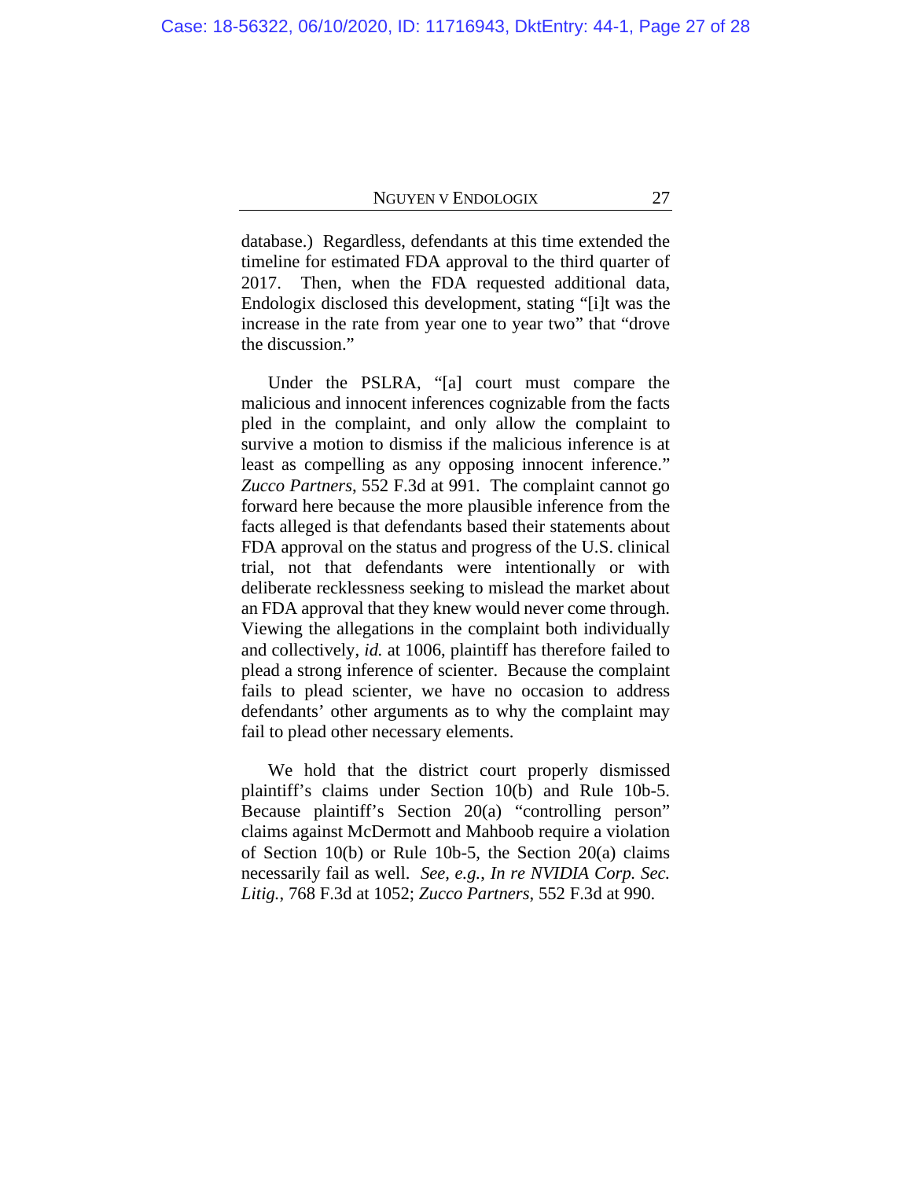database.) Regardless, defendants at this time extended the timeline for estimated FDA approval to the third quarter of 2017. Then, when the FDA requested additional data, Endologix disclosed this development, stating "[i]t was the increase in the rate from year one to year two" that "drove the discussion."

Under the PSLRA, "[a] court must compare the malicious and innocent inferences cognizable from the facts pled in the complaint, and only allow the complaint to survive a motion to dismiss if the malicious inference is at least as compelling as any opposing innocent inference." *Zucco Partners*, 552 F.3d at 991. The complaint cannot go forward here because the more plausible inference from the facts alleged is that defendants based their statements about FDA approval on the status and progress of the U.S. clinical trial, not that defendants were intentionally or with deliberate recklessness seeking to mislead the market about an FDA approval that they knew would never come through. Viewing the allegations in the complaint both individually and collectively, *id.* at 1006, plaintiff has therefore failed to plead a strong inference of scienter. Because the complaint fails to plead scienter, we have no occasion to address defendants' other arguments as to why the complaint may fail to plead other necessary elements.

We hold that the district court properly dismissed plaintiff's claims under Section 10(b) and Rule 10b-5. Because plaintiff's Section 20(a) "controlling person" claims against McDermott and Mahboob require a violation of Section 10(b) or Rule 10b-5, the Section 20(a) claims necessarily fail as well. *See, e.g.*, *In re NVIDIA Corp. Sec. Litig.*, 768 F.3d at 1052; *Zucco Partners*, 552 F.3d at 990.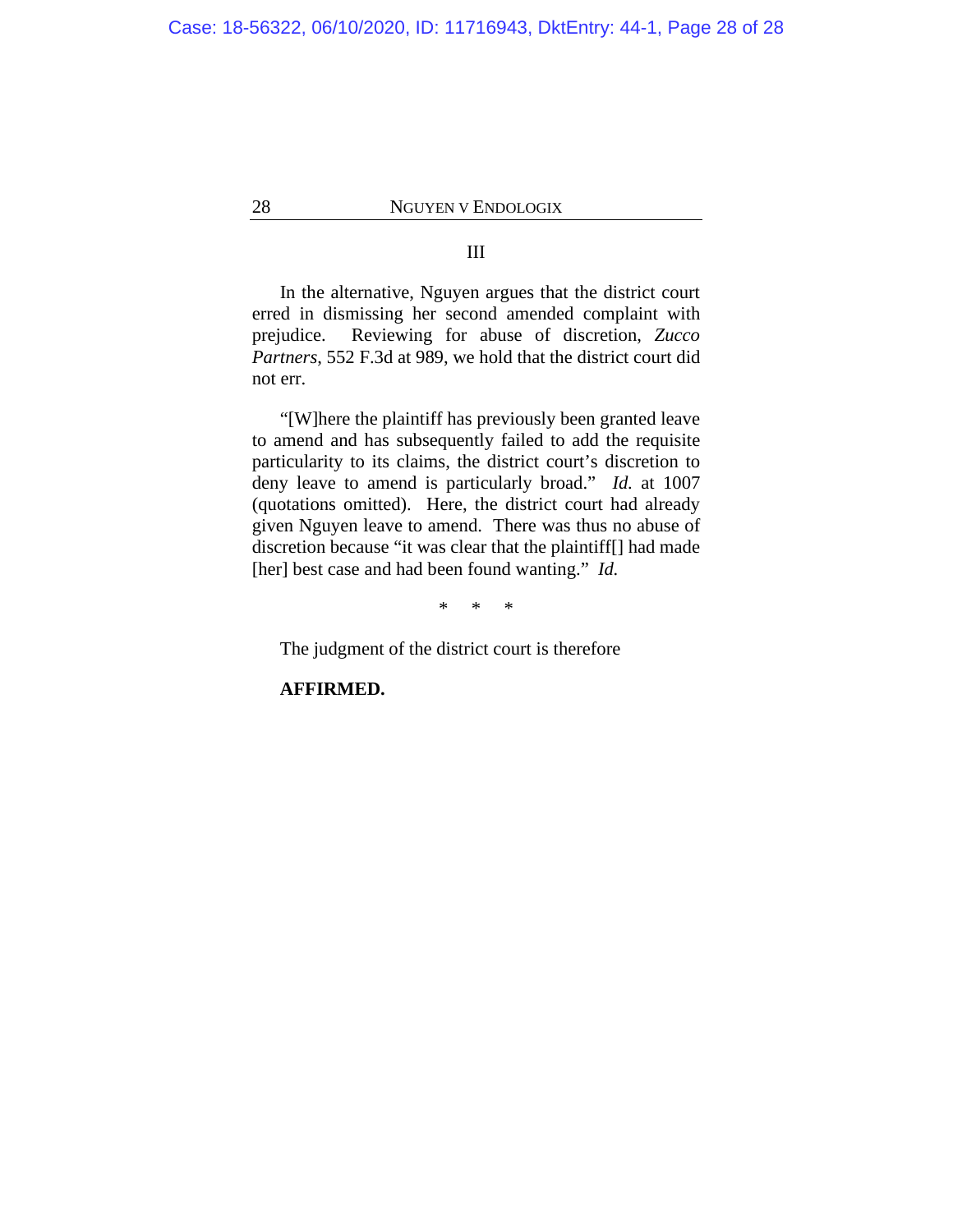## III

In the alternative, Nguyen argues that the district court erred in dismissing her second amended complaint with prejudice. Reviewing for abuse of discretion, *Zucco Partners*, 552 F.3d at 989, we hold that the district court did not err.

"[W]here the plaintiff has previously been granted leave to amend and has subsequently failed to add the requisite particularity to its claims, the district court's discretion to deny leave to amend is particularly broad." *Id.* at 1007 (quotations omitted). Here, the district court had already given Nguyen leave to amend. There was thus no abuse of discretion because "it was clear that the plaintiff[] had made [her] best case and had been found wanting." *Id.*

\* \* \*

The judgment of the district court is therefore

**AFFIRMED.**